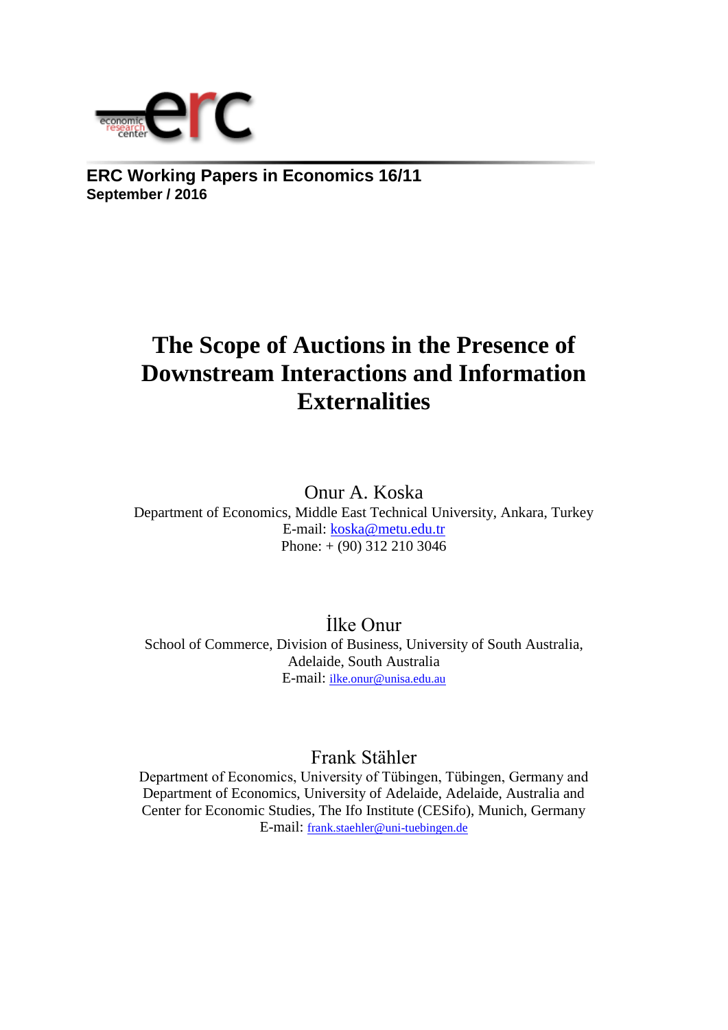**ERC Working Papers in Economics 16/11**
**September / 2016**

# The Scope of Auctions in the Presence of Downstream Interactions and Information Externalities

Onur A. Koska
Department of Economics, Middle East Technical University, Ankara, Turkey
E-mail: koska@metu.edu.tr
Phone: + (90) 312 210 3046

İlke Onur
School of Commerce, Division of Business, University of South Australia, Adelaide, South Australia
E-mail: ilke.onur@unisa.edu.au

Frank Stähler
Department of Economics, University of Tübingen, Tübingen, Germany and Department of Economics, University of Adelaide, Adelaide, Australia and Center for Economic Studies, The Ifo Institute (CESifo), Munich, Germany
E-mail: frank.staehler@uni-tuebingen.de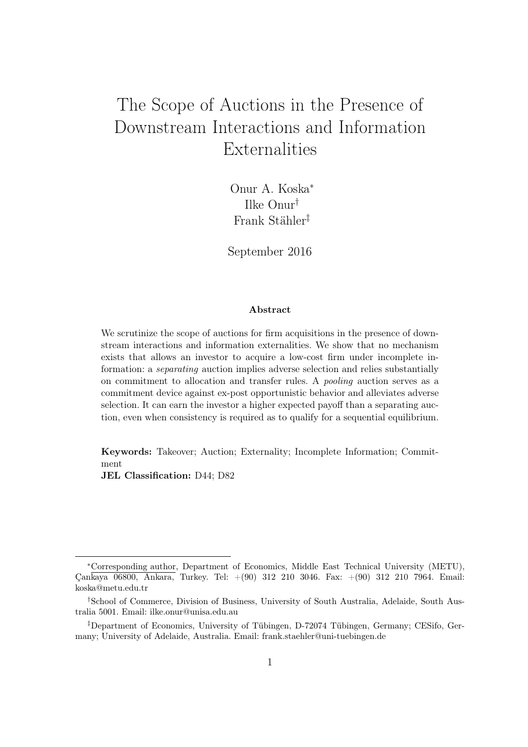# The Scope of Auctions in the Presence of Downstream Interactions and Information Externalities

Onur A. Koska[*]
Ilke Onur[†]
Frank Stähler[‡]

September 2016

**Abstract**

We scrutinize the scope of auctions for firm acquisitions in the presence of downstream interactions and information externalities. We show that no mechanism exists that allows an investor to acquire a low-cost firm under incomplete information: a *separating* auction implies adverse selection and relies substantially on commitment to allocation and transfer rules. A *pooling* auction serves as a commitment device against ex-post opportunistic behavior and alleviates adverse selection. It can earn the investor a higher expected payoff than a separating auction, even when consistency is required as to qualify for a sequential equilibrium.

**Keywords:** Takeover; Auction; Externality; Incomplete Information; Commitment

**JEL Classification:** D44; D82

---

[*] Corresponding author, Department of Economics, Middle East Technical University (METU), Çankaya 06800, Ankara, Turkey. Tel: +(90) 312 210 3046. Fax: +(90) 312 210 7964. Email: koska@metu.edu.tr

[†] School of Commerce, Division of Business, University of South Australia, Adelaide, South Australia 5001. Email: ilke.onur@unisa.edu.au

[‡] Department of Economics, University of Tübingen, D-72074 Tübingen, Germany; CESifo, Germany; University of Adelaide, Australia. Email: frank.staehler@uni-tuebingen.de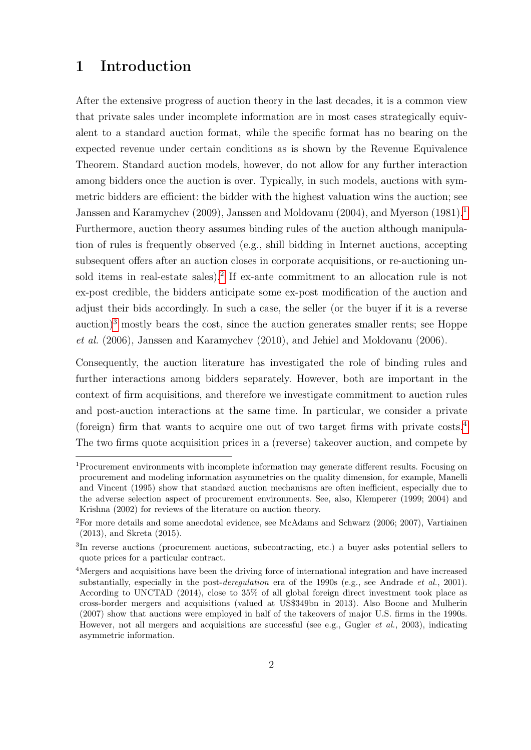# 1 Introduction

After the extensive progress of auction theory in the last decades, it is a common view that private sales under incomplete information are in most cases strategically equivalent to a standard auction format, while the specific format has no bearing on the expected revenue under certain conditions as is shown by the Revenue Equivalence Theorem. Standard auction models, however, do not allow for any further interaction among bidders once the auction is over. Typically, in such models, auctions with symmetric bidders are efficient: the bidder with the highest valuation wins the auction; see Janssen and Karamychev (2009), Janssen and Moldovanu (2004), and Myerson (1981).[1] Furthermore, auction theory assumes binding rules of the auction although manipulation of rules is frequently observed (e.g., shill bidding in Internet auctions, accepting subsequent offers after an auction closes in corporate acquisitions, or re-auctioning unsold items in real-estate sales).[2] If ex-ante commitment to an allocation rule is not ex-post credible, the bidders anticipate some ex-post modification of the auction and adjust their bids accordingly. In such a case, the seller (or the buyer if it is a reverse auction)[3] mostly bears the cost, since the auction generates smaller rents; see Hoppe *et al.* (2006), Janssen and Karamychev (2010), and Jehiel and Moldovanu (2006).

Consequently, the auction literature has investigated the role of binding rules and further interactions among bidders separately. However, both are important in the context of firm acquisitions, and therefore we investigate commitment to auction rules and post-auction interactions at the same time. In particular, we consider a private (foreign) firm that wants to acquire one out of two target firms with private costs.[4] The two firms quote acquisition prices in a (reverse) takeover auction, and compete by

---

[1] Procurement environments with incomplete information may generate different results. Focusing on procurement and modeling information asymmetries on the quality dimension, for example, Manelli and Vincent (1995) show that standard auction mechanisms are often inefficient, especially due to the adverse selection aspect of procurement environments. See, also, Klemperer (1999; 2004) and Krishna (2002) for reviews of the literature on auction theory.

[2] For more details and some anecdotal evidence, see McAdams and Schwarz (2006; 2007), Vartiainen (2013), and Skreta (2015).

[3] In reverse auctions (procurement auctions, subcontracting, etc.) a buyer asks potential sellers to quote prices for a particular contract.

[4] Mergers and acquisitions have been the driving force of international integration and have increased substantially, especially in the post-*deregulation* era of the 1990s (e.g., see Andrade *et al.*, 2001). According to UNCTAD (2014), close to 35% of all global foreign direct investment took place as cross-border mergers and acquisitions (valued at US$349bn in 2013). Also Boone and Mulherin (2007) show that auctions were employed in half of the takeovers of major U.S. firms in the 1990s. However, not all mergers and acquisitions are successful (see e.g., Gugler *et al.*, 2003), indicating asymmetric information.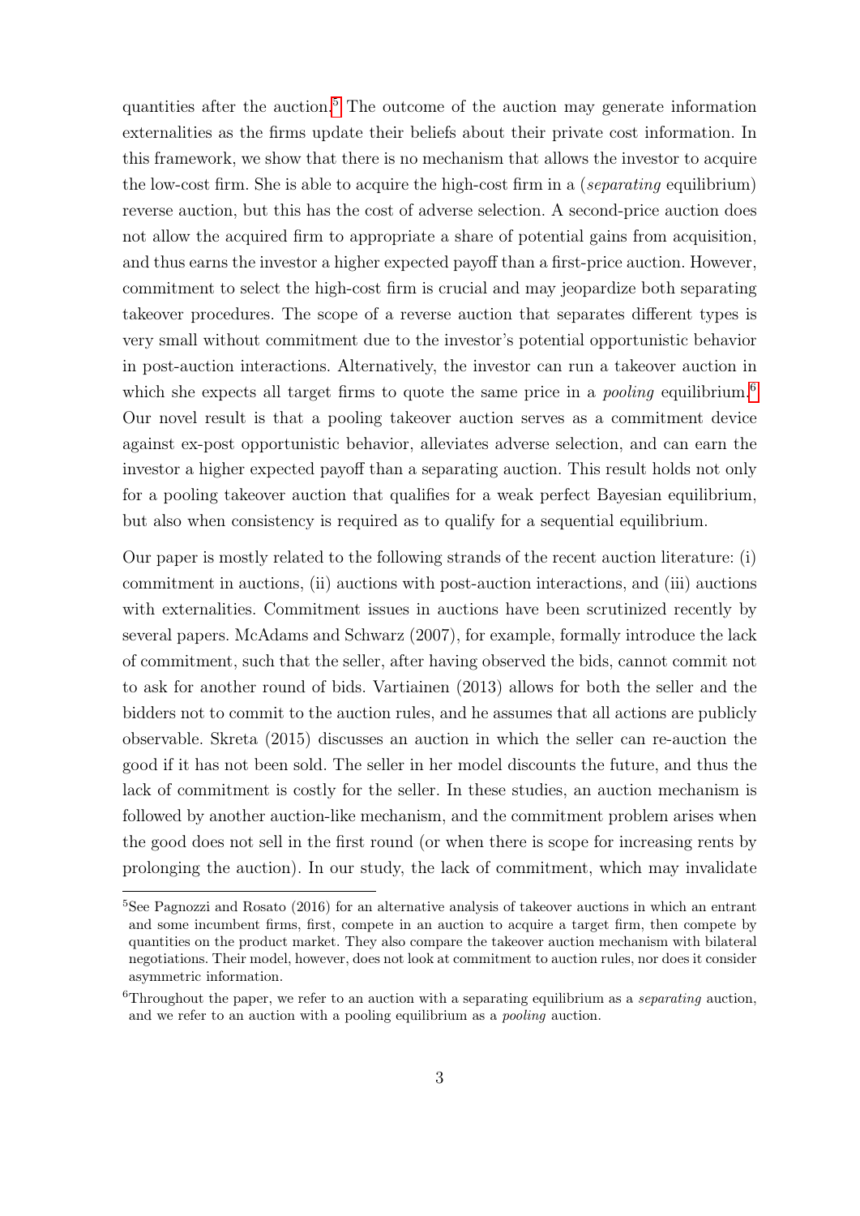quantities after the auction.[5] The outcome of the auction may generate information externalities as the firms update their beliefs about their private cost information. In this framework, we show that there is no mechanism that allows the investor to acquire the low-cost firm. She is able to acquire the high-cost firm in a (*separating* equilibrium) reverse auction, but this has the cost of adverse selection. A second-price auction does not allow the acquired firm to appropriate a share of potential gains from acquisition, and thus earns the investor a higher expected payoff than a first-price auction. However, commitment to select the high-cost firm is crucial and may jeopardize both separating takeover procedures. The scope of a reverse auction that separates different types is very small without commitment due to the investor's potential opportunistic behavior in post-auction interactions. Alternatively, the investor can run a takeover auction in which she expects all target firms to quote the same price in a *pooling* equilibrium.[6] Our novel result is that a pooling takeover auction serves as a commitment device against ex-post opportunistic behavior, alleviates adverse selection, and can earn the investor a higher expected payoff than a separating auction. This result holds not only for a pooling takeover auction that qualifies for a weak perfect Bayesian equilibrium, but also when consistency is required as to qualify for a sequential equilibrium.

Our paper is mostly related to the following strands of the recent auction literature: (i) commitment in auctions, (ii) auctions with post-auction interactions, and (iii) auctions with externalities. Commitment issues in auctions have been scrutinized recently by several papers. McAdams and Schwarz (2007), for example, formally introduce the lack of commitment, such that the seller, after having observed the bids, cannot commit not to ask for another round of bids. Vartiainen (2013) allows for both the seller and the bidders not to commit to the auction rules, and he assumes that all actions are publicly observable. Skreta (2015) discusses an auction in which the seller can re-auction the good if it has not been sold. The seller in her model discounts the future, and thus the lack of commitment is costly for the seller. In these studies, an auction mechanism is followed by another auction-like mechanism, and the commitment problem arises when the good does not sell in the first round (or when there is scope for increasing rents by prolonging the auction). In our study, the lack of commitment, which may invalidate

[5] See Pagnozzi and Rosato (2016) for an alternative analysis of takeover auctions in which an entrant and some incumbent firms, first, compete in an auction to acquire a target firm, then compete by quantities on the product market. They also compare the takeover auction mechanism with bilateral negotiations. Their model, however, does not look at commitment to auction rules, nor does it consider asymmetric information.

[6] Throughout the paper, we refer to an auction with a separating equilibrium as a *separating* auction, and we refer to an auction with a pooling equilibrium as a *pooling* auction.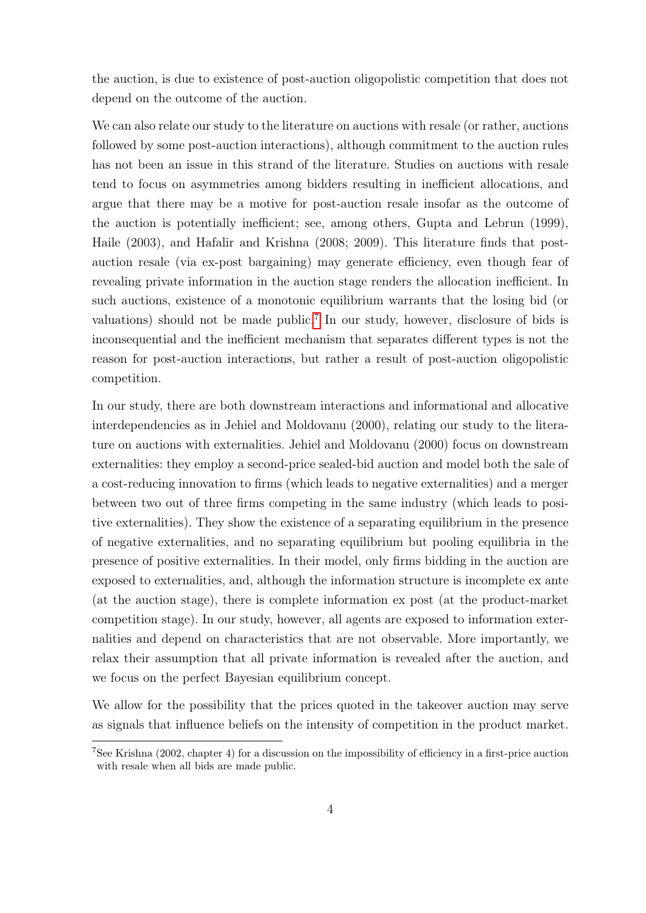the auction, is due to existence of post-auction oligopolistic competition that does not depend on the outcome of the auction.

We can also relate our study to the literature on auctions with resale (or rather, auctions followed by some post-auction interactions), although commitment to the auction rules has not been an issue in this strand of the literature. Studies on auctions with resale tend to focus on asymmetries among bidders resulting in inefficient allocations, and argue that there may be a motive for post-auction resale insofar as the outcome of the auction is potentially inefficient; see, among others, Gupta and Lebrun (1999), Haile (2003), and Hafalir and Krishna (2008; 2009). This literature finds that post-auction resale (via ex-post bargaining) may generate efficiency, even though fear of revealing private information in the auction stage renders the allocation inefficient. In such auctions, existence of a monotonic equilibrium warrants that the losing bid (or valuations) should not be made public.[7] In our study, however, disclosure of bids is inconsequential and the inefficient mechanism that separates different types is not the reason for post-auction interactions, but rather a result of post-auction oligopolistic competition.

In our study, there are both downstream interactions and informational and allocative interdependencies as in Jehiel and Moldovanu (2000), relating our study to the literature on auctions with externalities. Jehiel and Moldovanu (2000) focus on downstream externalities: they employ a second-price sealed-bid auction and model both the sale of a cost-reducing innovation to firms (which leads to negative externalities) and a merger between two out of three firms competing in the same industry (which leads to positive externalities). They show the existence of a separating equilibrium in the presence of negative externalities, and no separating equilibrium but pooling equilibria in the presence of positive externalities. In their model, only firms bidding in the auction are exposed to externalities, and, although the information structure is incomplete ex ante (at the auction stage), there is complete information ex post (at the product-market competition stage). In our study, however, all agents are exposed to information externalities and depend on characteristics that are not observable. More importantly, we relax their assumption that all private information is revealed after the auction, and we focus on the perfect Bayesian equilibrium concept.

We allow for the possibility that the prices quoted in the takeover auction may serve as signals that influence beliefs on the intensity of competition in the product market.

[7] See Krishna (2002, chapter 4) for a discussion on the impossibility of efficiency in a first-price auction with resale when all bids are made public.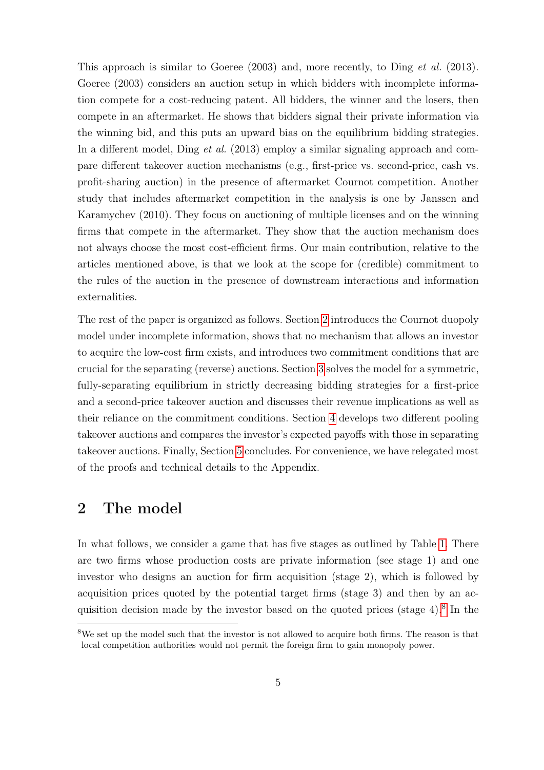This approach is similar to Goeree (2003) and, more recently, to Ding *et al.* (2013). Goeree (2003) considers an auction setup in which bidders with incomplete information compete for a cost-reducing patent. All bidders, the winner and the losers, then compete in an aftermarket. He shows that bidders signal their private information via the winning bid, and this puts an upward bias on the equilibrium bidding strategies. In a different model, Ding *et al.* (2013) employ a similar signaling approach and compare different takeover auction mechanisms (e.g., first-price vs. second-price, cash vs. profit-sharing auction) in the presence of aftermarket Cournot competition. Another study that includes aftermarket competition in the analysis is one by Janssen and Karamychev (2010). They focus on auctioning of multiple licenses and on the winning firms that compete in the aftermarket. They show that the auction mechanism does not always choose the most cost-efficient firms. Our main contribution, relative to the articles mentioned above, is that we look at the scope for (credible) commitment to the rules of the auction in the presence of downstream interactions and information externalities.

The rest of the paper is organized as follows. Section 2 introduces the Cournot duopoly model under incomplete information, shows that no mechanism that allows an investor to acquire the low-cost firm exists, and introduces two commitment conditions that are crucial for the separating (reverse) auctions. Section 3 solves the model for a symmetric, fully-separating equilibrium in strictly decreasing bidding strategies for a first-price and a second-price takeover auction and discusses their revenue implications as well as their reliance on the commitment conditions. Section 4 develops two different pooling takeover auctions and compares the investor's expected payoffs with those in separating takeover auctions. Finally, Section 5 concludes. For convenience, we have relegated most of the proofs and technical details to the Appendix.

## 2 The model

In what follows, we consider a game that has five stages as outlined by Table 1. There are two firms whose production costs are private information (see stage 1) and one investor who designs an auction for firm acquisition (stage 2), which is followed by acquisition prices quoted by the potential target firms (stage 3) and then by an acquisition decision made by the investor based on the quoted prices (stage 4).[8] In the

[8] We set up the model such that the investor is not allowed to acquire both firms. The reason is that local competition authorities would not permit the foreign firm to gain monopoly power.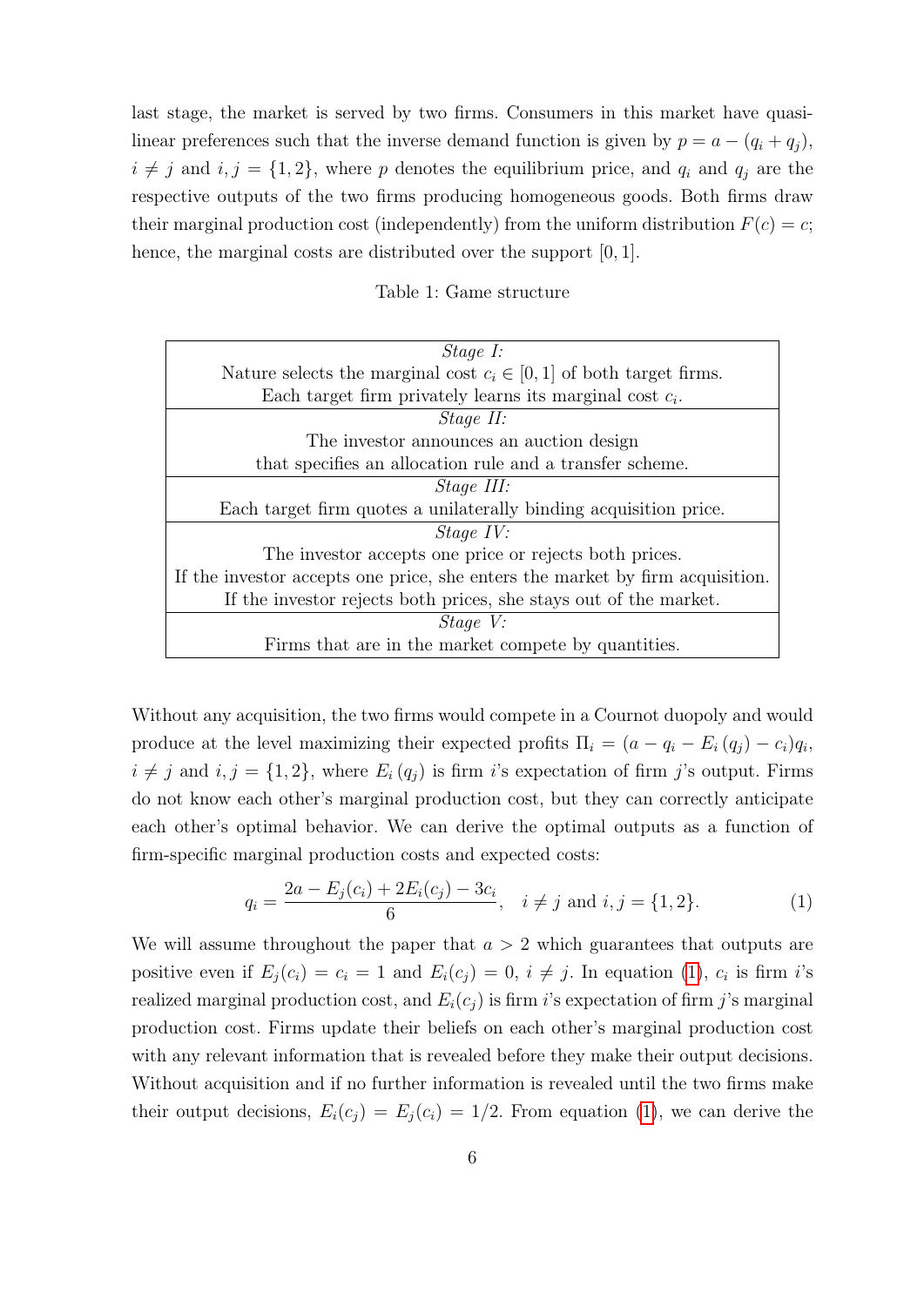last stage, the market is served by two firms. Consumers in this market have quasi-linear preferences such that the inverse demand function is given by $p = a - (q_i + q_j)$, $i \neq j$ and $i, j = \{1, 2\}$, where $p$ denotes the equilibrium price, and $q_i$ and $q_j$ are the respective outputs of the two firms producing homogeneous goods. Both firms draw their marginal production cost (independently) from the uniform distribution $F(c) = c$; hence, the marginal costs are distributed over the support $[0, 1]$.

Table 1: Game structure

| |
|---|
| *Stage I:* <br> Nature selects the marginal cost $c_i \in [0, 1]$ of both target firms. <br> Each target firm privately learns its marginal cost $c_i$. |
| *Stage II:* <br> The investor announces an auction design <br> that specifies an allocation rule and a transfer scheme. |
| *Stage III:* <br> Each target firm quotes a unilaterally binding acquisition price. |
| *Stage IV:* <br> The investor accepts one price or rejects both prices. <br> If the investor accepts one price, she enters the market by firm acquisition. <br> If the investor rejects both prices, she stays out of the market. |
| *Stage V:* <br> Firms that are in the market compete by quantities. |

Without any acquisition, the two firms would compete in a Cournot duopoly and would produce at the level maximizing their expected profits $\Pi_i = (a - q_i - E_i(q_j) - c_i)q_i$, $i \neq j$ and $i, j = \{1, 2\}$, where $E_i(q_j)$ is firm $i$'s expectation of firm $j$'s output. Firms do not know each other's marginal production cost, but they can correctly anticipate each other's optimal behavior. We can derive the optimal outputs as a function of firm-specific marginal production costs and expected costs:

$$q_i = \frac{2a - E_j(c_i) + 2E_i(c_j) - 3c_i}{6}, \quad i \neq j \text{ and } i, j = \{1, 2\}. \tag{1}$$

We will assume throughout the paper that $a > 2$ which guarantees that outputs are positive even if $E_j(c_i) = c_i = 1$ and $E_i(c_j) = 0$, $i \neq j$. In equation (1), $c_i$ is firm $i$'s realized marginal production cost, and $E_i(c_j)$ is firm $i$'s expectation of firm $j$'s marginal production cost. Firms update their beliefs on each other's marginal production cost with any relevant information that is revealed before they make their output decisions. Without acquisition and if no further information is revealed until the two firms make their output decisions, $E_i(c_j) = E_j(c_i) = 1/2$. From equation (1), we can derive the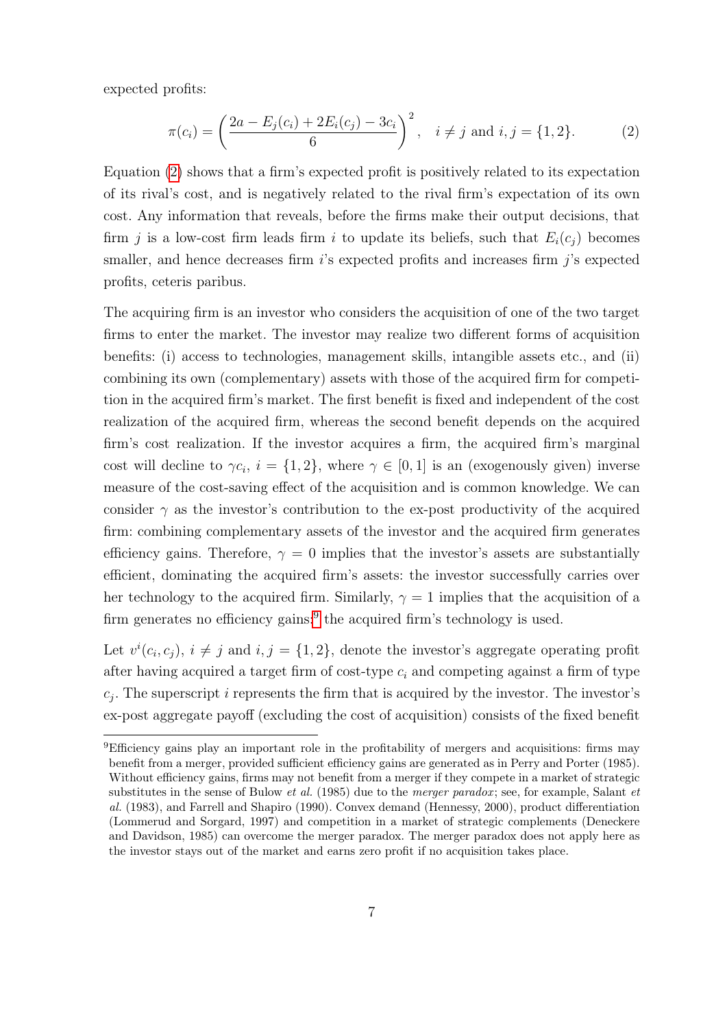expected profits:

$$\pi(c_i) = \left(\frac{2a - E_j(c_i) + 2E_i(c_j) - 3c_i}{6}\right)^2, \quad i \neq j \text{ and } i, j = \{1, 2\}. \tag{2}$$

Equation (2) shows that a firm's expected profit is positively related to its expectation of its rival's cost, and is negatively related to the rival firm's expectation of its own cost. Any information that reveals, before the firms make their output decisions, that firm $j$ is a low-cost firm leads firm $i$ to update its beliefs, such that $E_i(c_j)$ becomes smaller, and hence decreases firm $i$'s expected profits and increases firm $j$'s expected profits, ceteris paribus.

The acquiring firm is an investor who considers the acquisition of one of the two target firms to enter the market. The investor may realize two different forms of acquisition benefits: (i) access to technologies, management skills, intangible assets etc., and (ii) combining its own (complementary) assets with those of the acquired firm for competition in the acquired firm's market. The first benefit is fixed and independent of the cost realization of the acquired firm, whereas the second benefit depends on the acquired firm's cost realization. If the investor acquires a firm, the acquired firm's marginal cost will decline to $\gamma c_i$, $i = \{1, 2\}$, where $\gamma \in [0, 1]$ is an (exogenously given) inverse measure of the cost-saving effect of the acquisition and is common knowledge. We can consider $\gamma$ as the investor's contribution to the ex-post productivity of the acquired firm: combining complementary assets of the investor and the acquired firm generates efficiency gains. Therefore, $\gamma = 0$ implies that the investor's assets are substantially efficient, dominating the acquired firm's assets: the investor successfully carries over her technology to the acquired firm. Similarly, $\gamma = 1$ implies that the acquisition of a firm generates no efficiency gains;[9] the acquired firm's technology is used.

Let $v^i(c_i, c_j)$, $i \neq j$ and $i, j = \{1, 2\}$, denote the investor's aggregate operating profit after having acquired a target firm of cost-type $c_i$ and competing against a firm of type $c_j$. The superscript $i$ represents the firm that is acquired by the investor. The investor's ex-post aggregate payoff (excluding the cost of acquisition) consists of the fixed benefit

[9] Efficiency gains play an important role in the profitability of mergers and acquisitions: firms may benefit from a merger, provided sufficient efficiency gains are generated as in Perry and Porter (1985). Without efficiency gains, firms may not benefit from a merger if they compete in a market of strategic substitutes in the sense of Bulow *et al.* (1985) due to the *merger paradox*; see, for example, Salant *et al.* (1983), and Farrell and Shapiro (1990). Convex demand (Hennessy, 2000), product differentiation (Lommerud and Sorgard, 1997) and competition in a market of strategic complements (Deneckere and Davidson, 1985) can overcome the merger paradox. The merger paradox does not apply here as the investor stays out of the market and earns zero profit if no acquisition takes place.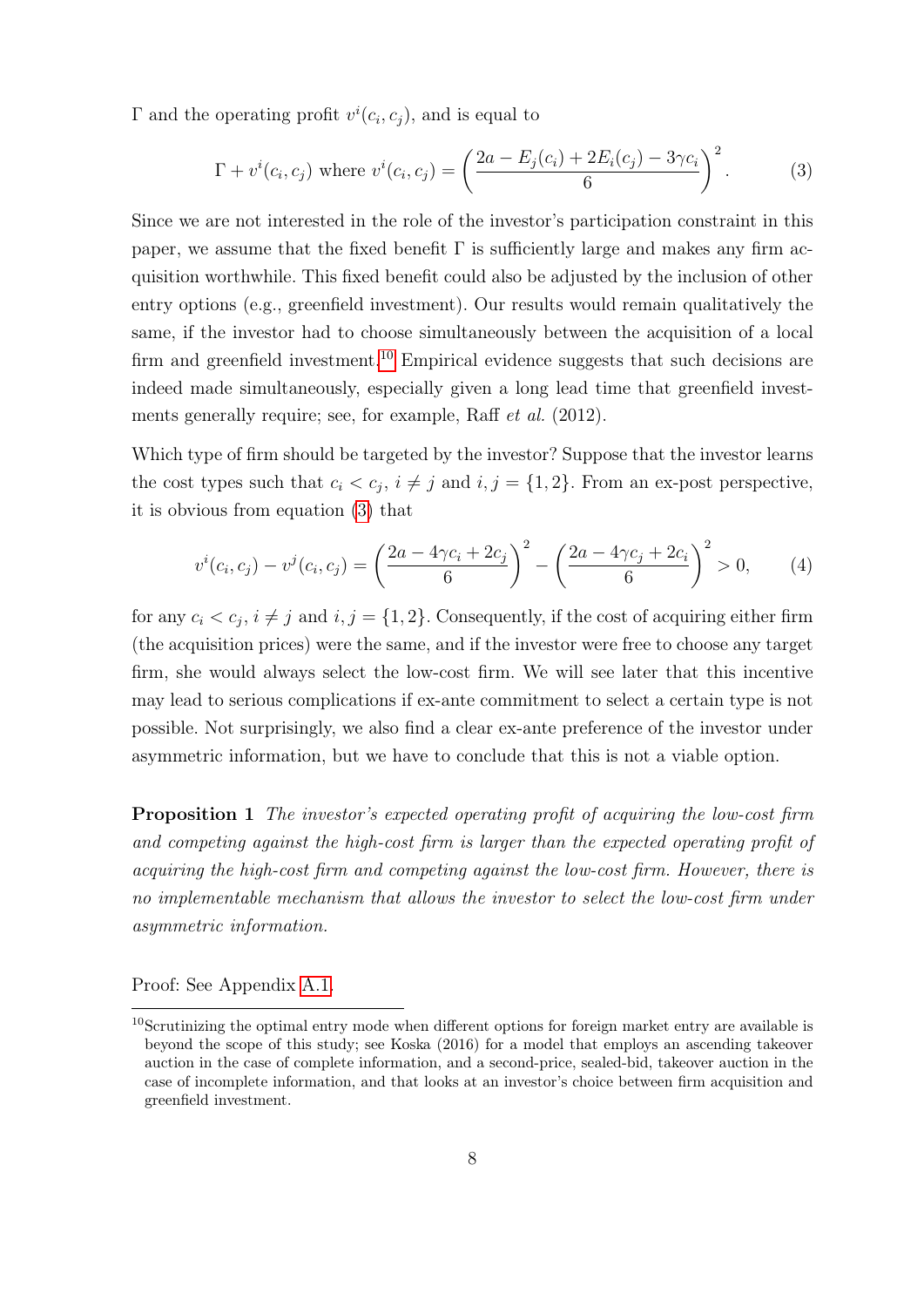$\Gamma$ and the operating profit $v^i(c_i, c_j)$, and is equal to

$$\Gamma + v^i(c_i, c_j) \text{ where } v^i(c_i, c_j) = \left( \frac{2a - E_j(c_i) + 2E_i(c_j) - 3\gamma c_i}{6} \right)^2. \tag{3}$$

Since we are not interested in the role of the investor's participation constraint in this paper, we assume that the fixed benefit $\Gamma$ is sufficiently large and makes any firm acquisition worthwhile. This fixed benefit could also be adjusted by the inclusion of other entry options (e.g., greenfield investment). Our results would remain qualitatively the same, if the investor had to choose simultaneously between the acquisition of a local firm and greenfield investment.[10] Empirical evidence suggests that such decisions are indeed made simultaneously, especially given a long lead time that greenfield investments generally require; see, for example, Raff *et al.* (2012).

Which type of firm should be targeted by the investor? Suppose that the investor learns the cost types such that $c_i < c_j$, $i \neq j$ and $i, j = \{1, 2\}$. From an ex-post perspective, it is obvious from equation (3) that

$$v^i(c_i, c_j) - v^j(c_i, c_j) = \left( \frac{2a - 4\gamma c_i + 2c_j}{6} \right)^2 - \left( \frac{2a - 4\gamma c_j + 2c_i}{6} \right)^2 > 0, \tag{4}$$

for any $c_i < c_j$, $i \neq j$ and $i, j = \{1, 2\}$. Consequently, if the cost of acquiring either firm (the acquisition prices) were the same, and if the investor were free to choose any target firm, she would always select the low-cost firm. We will see later that this incentive may lead to serious complications if ex-ante commitment to select a certain type is not possible. Not surprisingly, we also find a clear ex-ante preference of the investor under asymmetric information, but we have to conclude that this is not a viable option.

**Proposition 1** *The investor's expected operating profit of acquiring the low-cost firm and competing against the high-cost firm is larger than the expected operating profit of acquiring the high-cost firm and competing against the low-cost firm. However, there is no implementable mechanism that allows the investor to select the low-cost firm under asymmetric information.*

Proof: See Appendix A.1.

[10] Scrutinizing the optimal entry mode when different options for foreign market entry are available is beyond the scope of this study; see Koska (2016) for a model that employs an ascending takeover auction in the case of complete information, and a second-price, sealed-bid, takeover auction in the case of incomplete information, and that looks at an investor's choice between firm acquisition and greenfield investment.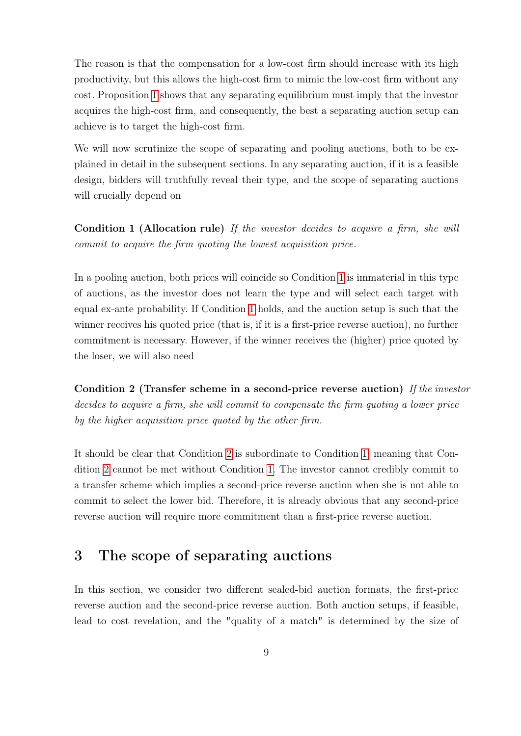The reason is that the compensation for a low-cost firm should increase with its high productivity, but this allows the high-cost firm to mimic the low-cost firm without any cost. Proposition 1 shows that any separating equilibrium must imply that the investor acquires the high-cost firm, and consequently, the best a separating auction setup can achieve is to target the high-cost firm.

We will now scrutinize the scope of separating and pooling auctions, both to be explained in detail in the subsequent sections. In any separating auction, if it is a feasible design, bidders will truthfully reveal their type, and the scope of separating auctions will crucially depend on

**Condition 1 (Allocation rule)** *If the investor decides to acquire a firm, she will commit to acquire the firm quoting the lowest acquisition price.*

In a pooling auction, both prices will coincide so Condition 1 is immaterial in this type of auctions, as the investor does not learn the type and will select each target with equal ex-ante probability. If Condition 1 holds, and the auction setup is such that the winner receives his quoted price (that is, if it is a first-price reverse auction), no further commitment is necessary. However, if the winner receives the (higher) price quoted by the loser, we will also need

**Condition 2 (Transfer scheme in a second-price reverse auction)** *If the investor decides to acquire a firm, she will commit to compensate the firm quoting a lower price by the higher acquisition price quoted by the other firm.*

It should be clear that Condition 2 is subordinate to Condition 1, meaning that Condition 2 cannot be met without Condition 1. The investor cannot credibly commit to a transfer scheme which implies a second-price reverse auction when she is not able to commit to select the lower bid. Therefore, it is already obvious that any second-price reverse auction will require more commitment than a first-price reverse auction.

## 3 The scope of separating auctions

In this section, we consider two different sealed-bid auction formats, the first-price reverse auction and the second-price reverse auction. Both auction setups, if feasible, lead to cost revelation, and the "quality of a match" is determined by the size of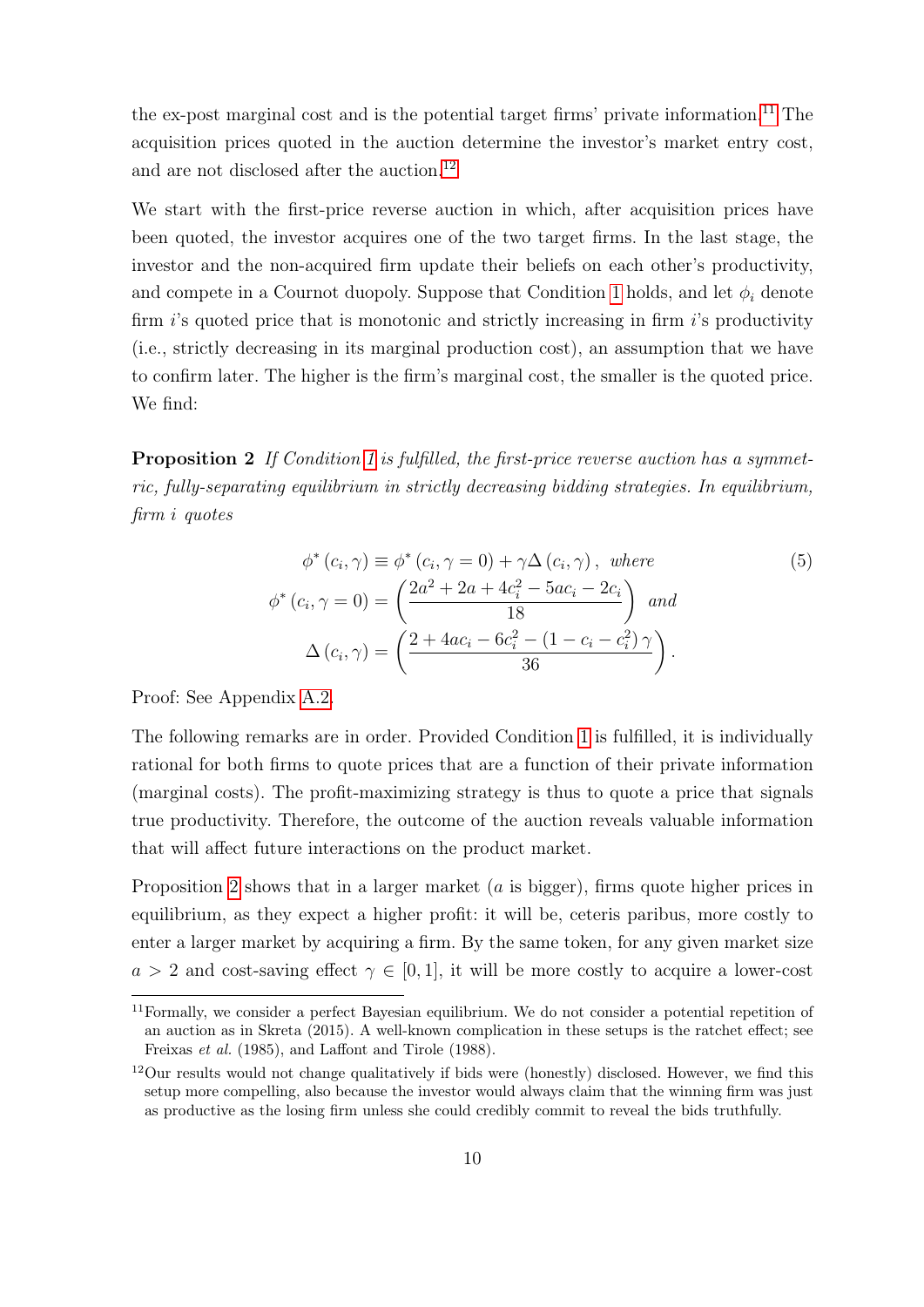the ex-post marginal cost and is the potential target firms' private information.[11] The acquisition prices quoted in the auction determine the investor's market entry cost, and are not disclosed after the auction.[12]

We start with the first-price reverse auction in which, after acquisition prices have been quoted, the investor acquires one of the two target firms. In the last stage, the investor and the non-acquired firm update their beliefs on each other's productivity, and compete in a Cournot duopoly. Suppose that Condition 1 holds, and let $\phi_i$ denote firm $i$'s quoted price that is monotonic and strictly increasing in firm $i$'s productivity (i.e., strictly decreasing in its marginal production cost), an assumption that we have to confirm later. The higher is the firm's marginal cost, the smaller is the quoted price. We find:

**Proposition 2** *If Condition 1 is fulfilled, the first-price reverse auction has a symmetric, fully-separating equilibrium in strictly decreasing bidding strategies. In equilibrium, firm $i$ quotes*

$$
\begin{aligned}
\phi^*(c_i, \gamma) &\equiv \phi^*(c_i, \gamma = 0) + \gamma \Delta(c_i, \gamma), \text{ where} \\
\phi^*(c_i, \gamma = 0) &= \left( \frac{2a^2 + 2a + 4c_i^2 - 5ac_i - 2c_i}{18} \right) \text{ and} \\
\Delta(c_i, \gamma) &= \left( \frac{2 + 4ac_i - 6c_i^2 - (1 - c_i - c_i^2)\gamma}{36} \right).
\end{aligned}
\tag{5}
$$

Proof: See Appendix A.2.

The following remarks are in order. Provided Condition 1 is fulfilled, it is individually rational for both firms to quote prices that are a function of their private information (marginal costs). The profit-maximizing strategy is thus to quote a price that signals true productivity. Therefore, the outcome of the auction reveals valuable information that will affect future interactions on the product market.

Proposition 2 shows that in a larger market ($a$ is bigger), firms quote higher prices in equilibrium, as they expect a higher profit: it will be, ceteris paribus, more costly to enter a larger market by acquiring a firm. By the same token, for any given market size $a > 2$ and cost-saving effect $\gamma \in [0, 1]$, it will be more costly to acquire a lower-cost

[11] Formally, we consider a perfect Bayesian equilibrium. We do not consider a potential repetition of an auction as in Skreta (2015). A well-known complication in these setups is the ratchet effect; see Freixas *et al.* (1985), and Laffont and Tirole (1988).

[12] Our results would not change qualitatively if bids were (honestly) disclosed. However, we find this setup more compelling, also because the investor would always claim that the winning firm was just as productive as the losing firm unless she could credibly commit to reveal the bids truthfully.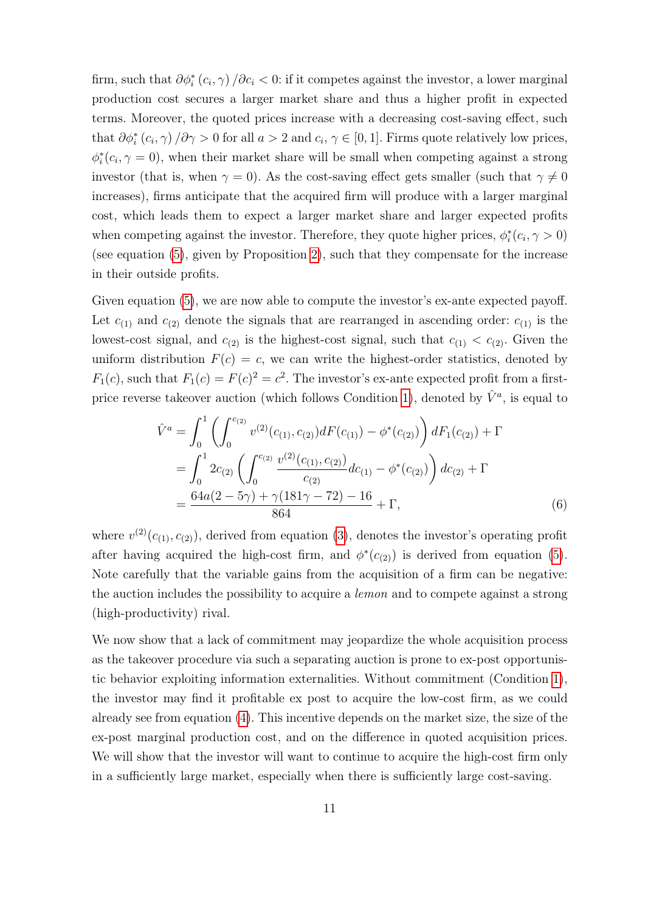firm, such that $\partial \phi_i^*(c_i, \gamma)/\partial c_i < 0$: if it competes against the investor, a lower marginal production cost secures a larger market share and thus a higher profit in expected terms. Moreover, the quoted prices increase with a decreasing cost-saving effect, such that $\partial \phi_i^*(c_i, \gamma)/\partial \gamma > 0$ for all $a > 2$ and $c_i, \gamma \in [0, 1]$. Firms quote relatively low prices, $\phi_i^*(c_i, \gamma = 0)$, when their market share will be small when competing against a strong investor (that is, when $\gamma = 0$). As the cost-saving effect gets smaller (such that $\gamma \neq 0$ increases), firms anticipate that the acquired firm will produce with a larger marginal cost, which leads them to expect a larger market share and larger expected profits when competing against the investor. Therefore, they quote higher prices, $\phi_i^*(c_i, \gamma > 0)$ (see equation (5), given by Proposition 2), such that they compensate for the increase in their outside profits.

Given equation (5), we are now able to compute the investor's ex-ante expected payoff. Let $c_{(1)}$ and $c_{(2)}$ denote the signals that are rearranged in ascending order: $c_{(1)}$ is the lowest-cost signal, and $c_{(2)}$ is the highest-cost signal, such that $c_{(1)} < c_{(2)}$. Given the uniform distribution $F(c) = c$, we can write the highest-order statistics, denoted by $F_1(c)$, such that $F_1(c) = F(c)^2 = c^2$. The investor's ex-ante expected profit from a first-price reverse takeover auction (which follows Condition 1), denoted by $\hat{V}^a$, is equal to

$$
\begin{aligned}
\hat{V}^a &= \int_0^1 \left( \int_0^{c_{(2)}} v^{(2)}(c_{(1)}, c_{(2)}) dF(c_{(1)}) - \phi^*(c_{(2)}) \right) dF_1(c_{(2)}) + \Gamma \\
&= \int_0^1 2c_{(2)} \left( \int_0^{c_{(2)}} \frac{v^{(2)}(c_{(1)}, c_{(2)})}{c_{(2)}} dc_{(1)} - \phi^*(c_{(2)}) \right) dc_{(2)} + \Gamma \\
&= \frac{64a(2 - 5\gamma) + \gamma(181\gamma - 72) - 16}{864} + \Gamma,
\end{aligned} \tag{6}
$$

where $v^{(2)}(c_{(1)}, c_{(2)})$, derived from equation (3), denotes the investor's operating profit after having acquired the high-cost firm, and $\phi^*(c_{(2)})$ is derived from equation (5). Note carefully that the variable gains from the acquisition of a firm can be negative: the auction includes the possibility to acquire a *lemon* and to compete against a strong (high-productivity) rival.

We now show that a lack of commitment may jeopardize the whole acquisition process as the takeover procedure via such a separating auction is prone to ex-post opportunistic behavior exploiting information externalities. Without commitment (Condition 1), the investor may find it profitable ex post to acquire the low-cost firm, as we could already see from equation (4). This incentive depends on the market size, the size of the ex-post marginal production cost, and on the difference in quoted acquisition prices. We will show that the investor will want to continue to acquire the high-cost firm only in a sufficiently large market, especially when there is sufficiently large cost-saving.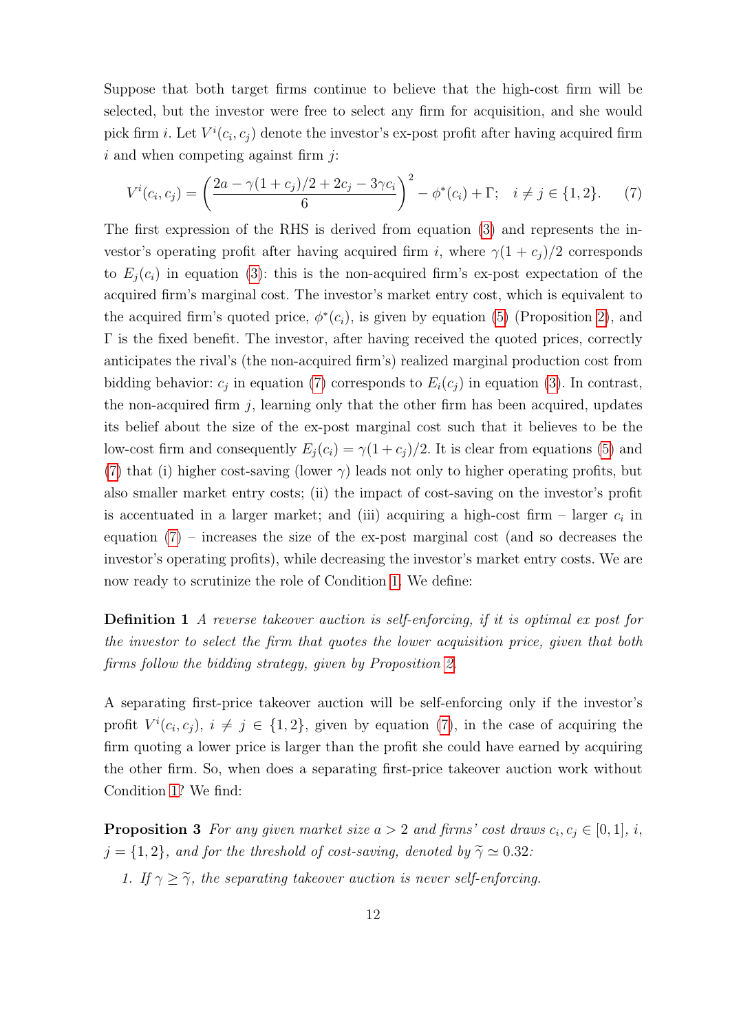Suppose that both target firms continue to believe that the high-cost firm will be selected, but the investor were free to select any firm for acquisition, and she would pick firm $i$. Let $V^i(c_i, c_j)$ denote the investor's ex-post profit after having acquired firm $i$ and when competing against firm $j$:

$$V^i(c_i, c_j) = \left(\frac{2a - \gamma(1 + c_j)/2 + 2c_j - 3\gamma c_i}{6}\right)^2 - \phi^*(c_i) + \Gamma; \quad i \neq j \in \{1, 2\}. \tag{7}$$

The first expression of the RHS is derived from equation (3) and represents the investor's operating profit after having acquired firm $i$, where $\gamma(1 + c_j)/2$ corresponds to $E_j(c_i)$ in equation (3): this is the non-acquired firm's ex-post expectation of the acquired firm's marginal cost. The investor's market entry cost, which is equivalent to the acquired firm's quoted price, $\phi^*(c_i)$, is given by equation (5) (Proposition 2), and $\Gamma$ is the fixed benefit. The investor, after having received the quoted prices, correctly anticipates the rival's (the non-acquired firm's) realized marginal production cost from bidding behavior: $c_j$ in equation (7) corresponds to $E_i(c_j)$ in equation (3). In contrast, the non-acquired firm $j$, learning only that the other firm has been acquired, updates its belief about the size of the ex-post marginal cost such that it believes to be the low-cost firm and consequently $E_j(c_i) = \gamma(1 + c_j)/2$. It is clear from equations (5) and (7) that (i) higher cost-saving (lower $\gamma$) leads not only to higher operating profits, but also smaller market entry costs; (ii) the impact of cost-saving on the investor's profit is accentuated in a larger market; and (iii) acquiring a high-cost firm – larger $c_i$ in equation (7) – increases the size of the ex-post marginal cost (and so decreases the investor's operating profits), while decreasing the investor's market entry costs. We are now ready to scrutinize the role of Condition 1. We define:

**Definition 1** *A reverse takeover auction is self-enforcing, if it is optimal ex post for the investor to select the firm that quotes the lower acquisition price, given that both firms follow the bidding strategy, given by Proposition 2.*

A separating first-price takeover auction will be self-enforcing only if the investor's profit $V^i(c_i, c_j)$, $i \neq j \in \{1, 2\}$, given by equation (7), in the case of acquiring the firm quoting a lower price is larger than the profit she could have earned by acquiring the other firm. So, when does a separating first-price takeover auction work without Condition 1? We find:

**Proposition 3** *For any given market size $a > 2$ and firms' cost draws $c_i, c_j \in [0, 1]$, $i$, $j = \{1, 2\}$, and for the threshold of cost-saving, denoted by $\widetilde{\gamma} \simeq 0.32$:*

1. *If $\gamma \geq \widetilde{\gamma}$, the separating takeover auction is never self-enforcing.*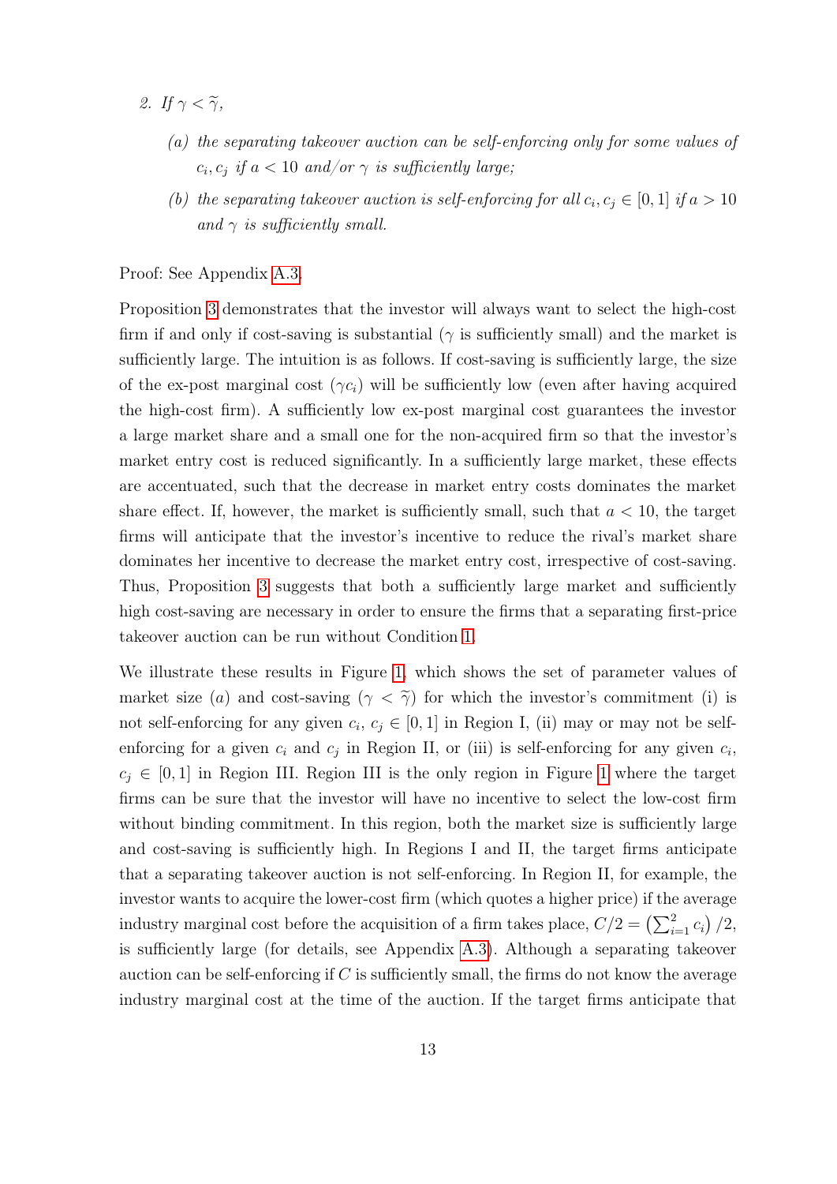2. *If $\gamma < \widetilde{\gamma}$,*

   (a) *the separating takeover auction can be self-enforcing only for some values of $c_i, c_j$ if $a < 10$ and/or $\gamma$ is sufficiently large;*

   (b) *the separating takeover auction is self-enforcing for all $c_i, c_j \in [0, 1]$ if $a > 10$ and $\gamma$ is sufficiently small.*

Proof: See Appendix A.3.

Proposition 3 demonstrates that the investor will always want to select the high-cost firm if and only if cost-saving is substantial ($\gamma$ is sufficiently small) and the market is sufficiently large. The intuition is as follows. If cost-saving is sufficiently large, the size of the ex-post marginal cost ($\gamma c_i$) will be sufficiently low (even after having acquired the high-cost firm). A sufficiently low ex-post marginal cost guarantees the investor a large market share and a small one for the non-acquired firm so that the investor's market entry cost is reduced significantly. In a sufficiently large market, these effects are accentuated, such that the decrease in market entry costs dominates the market share effect. If, however, the market is sufficiently small, such that $a < 10$, the target firms will anticipate that the investor's incentive to reduce the rival's market share dominates her incentive to decrease the market entry cost, irrespective of cost-saving. Thus, Proposition 3 suggests that both a sufficiently large market and sufficiently high cost-saving are necessary in order to ensure the firms that a separating first-price takeover auction can be run without Condition 1.

We illustrate these results in Figure 1, which shows the set of parameter values of market size ($a$) and cost-saving ($\gamma < \widetilde{\gamma}$) for which the investor's commitment (i) is not self-enforcing for any given $c_i$, $c_j \in [0, 1]$ in Region I, (ii) may or may not be self-enforcing for a given $c_i$ and $c_j$ in Region II, or (iii) is self-enforcing for any given $c_i$, $c_j \in [0, 1]$ in Region III. Region III is the only region in Figure 1 where the target firms can be sure that the investor will have no incentive to select the low-cost firm without binding commitment. In this region, both the market size is sufficiently large and cost-saving is sufficiently high. In Regions I and II, the target firms anticipate that a separating takeover auction is not self-enforcing. In Region II, for example, the investor wants to acquire the lower-cost firm (which quotes a higher price) if the average industry marginal cost before the acquisition of a firm takes place, $C/2 = \left(\sum_{i=1}^{2} c_i\right)/2$, is sufficiently large (for details, see Appendix A.3). Although a separating takeover auction can be self-enforcing if $C$ is sufficiently small, the firms do not know the average industry marginal cost at the time of the auction. If the target firms anticipate that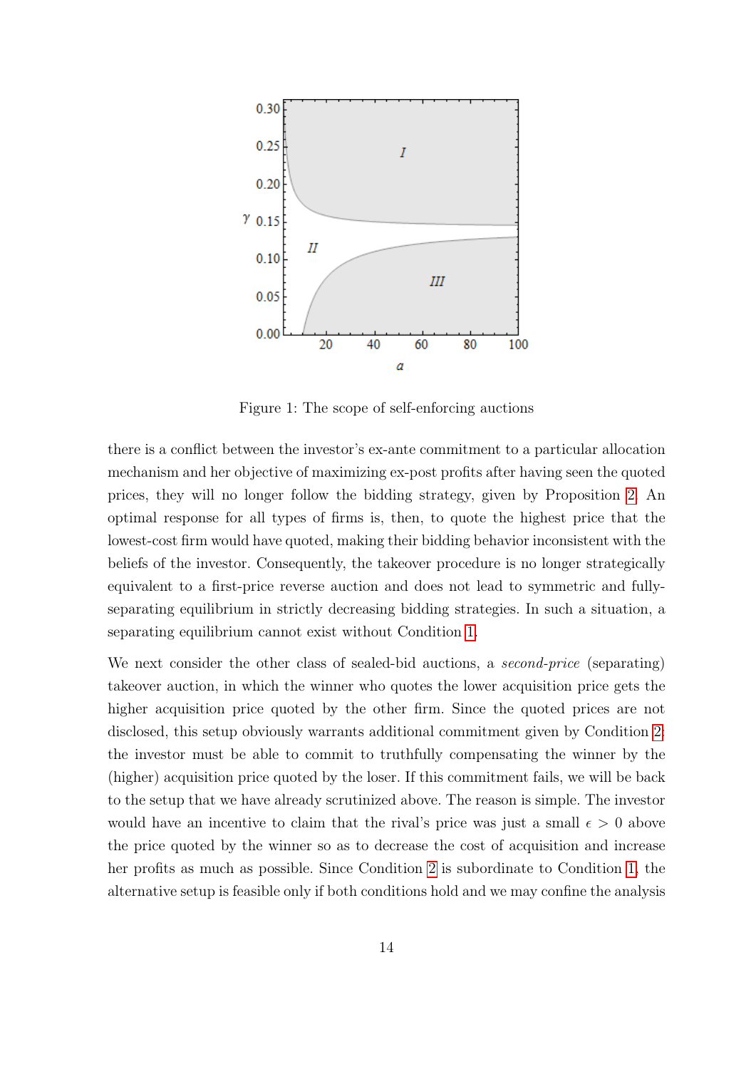Figure 1: The scope of self-enforcing auctions

there is a conflict between the investor's ex-ante commitment to a particular allocation mechanism and her objective of maximizing ex-post profits after having seen the quoted prices, they will no longer follow the bidding strategy, given by Proposition 2. An optimal response for all types of firms is, then, to quote the highest price that the lowest-cost firm would have quoted, making their bidding behavior inconsistent with the beliefs of the investor. Consequently, the takeover procedure is no longer strategically equivalent to a first-price reverse auction and does not lead to symmetric and fully-separating equilibrium in strictly decreasing bidding strategies. In such a situation, a separating equilibrium cannot exist without Condition 1.

We next consider the other class of sealed-bid auctions, a *second-price* (separating) takeover auction, in which the winner who quotes the lower acquisition price gets the higher acquisition price quoted by the other firm. Since the quoted prices are not disclosed, this setup obviously warrants additional commitment given by Condition 2: the investor must be able to commit to truthfully compensating the winner by the (higher) acquisition price quoted by the loser. If this commitment fails, we will be back to the setup that we have already scrutinized above. The reason is simple. The investor would have an incentive to claim that the rival's price was just a small $\epsilon > 0$ above the price quoted by the winner so as to decrease the cost of acquisition and increase her profits as much as possible. Since Condition 2 is subordinate to Condition 1, the alternative setup is feasible only if both conditions hold and we may confine the analysis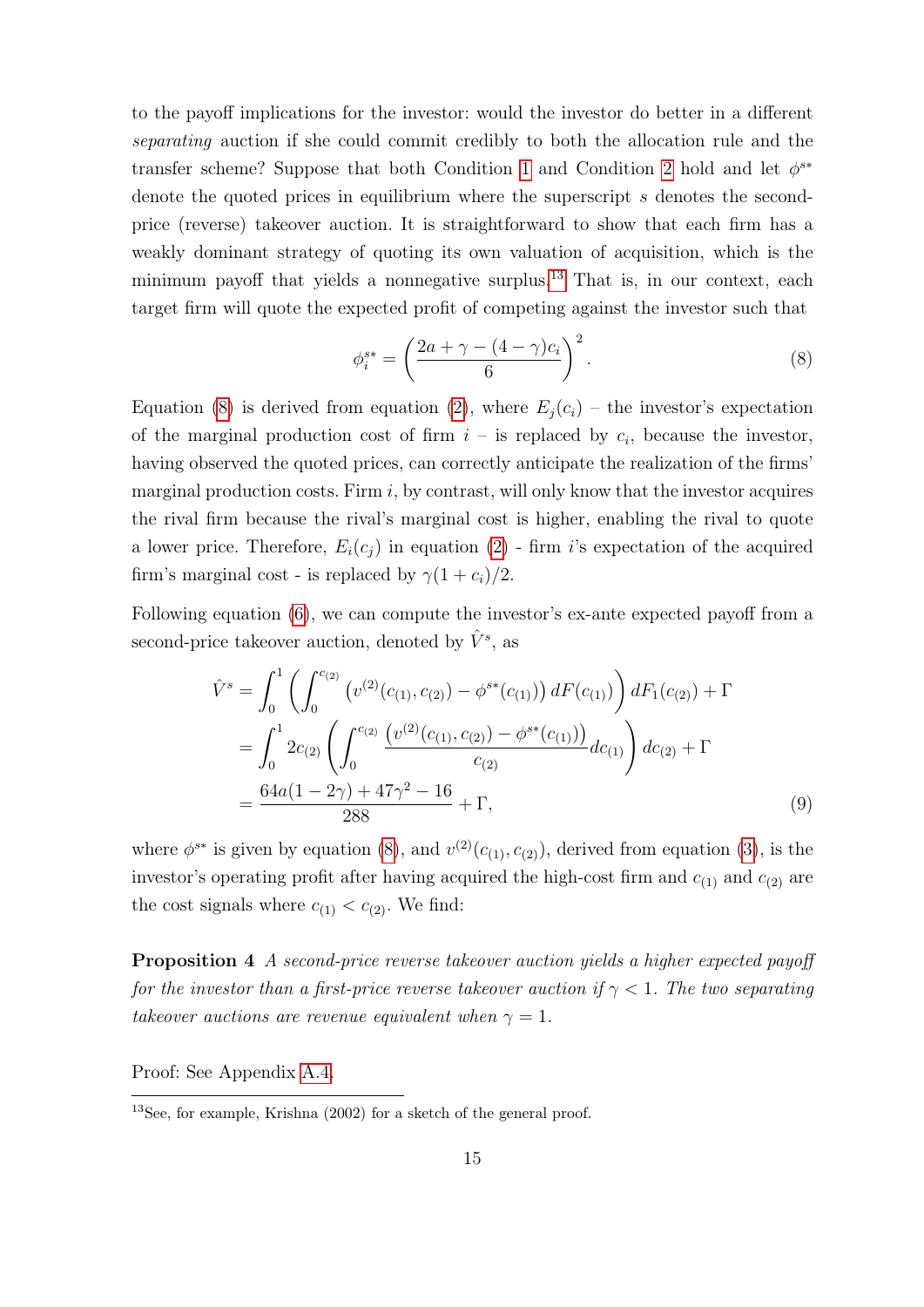to the payoff implications for the investor: would the investor do better in a different *separating* auction if she could commit credibly to both the allocation rule and the transfer scheme? Suppose that both Condition 1 and Condition 2 hold and let $\phi^{s*}$ denote the quoted prices in equilibrium where the superscript $s$ denotes the second-price (reverse) takeover auction. It is straightforward to show that each firm has a weakly dominant strategy of quoting its own valuation of acquisition, which is the minimum payoff that yields a nonnegative surplus.[13] That is, in our context, each target firm will quote the expected profit of competing against the investor such that

$$\phi_i^{s*} = \left( \frac{2a + \gamma - (4 - \gamma)c_i}{6} \right)^2. \tag{8}$$

Equation (8) is derived from equation (2), where $E_j(c_i)$ – the investor's expectation of the marginal production cost of firm $i$ – is replaced by $c_i$, because the investor, having observed the quoted prices, can correctly anticipate the realization of the firms' marginal production costs. Firm $i$, by contrast, will only know that the investor acquires the rival firm because the rival's marginal cost is higher, enabling the rival to quote a lower price. Therefore, $E_i(c_j)$ in equation (2) - firm $i$'s expectation of the acquired firm's marginal cost - is replaced by $\gamma(1 + c_i)/2$.

Following equation (6), we can compute the investor's ex-ante expected payoff from a second-price takeover auction, denoted by $\hat{V}^s$, as

$$\begin{aligned}
\hat{V}^s &= \int_0^1 \left( \int_0^{c_{(2)}} \left( v^{(2)}(c_{(1)}, c_{(2)}) - \phi^{s*}(c_{(1)}) \right) dF(c_{(1)}) \right) dF_1(c_{(2)}) + \Gamma \\
&= \int_0^1 2c_{(2)} \left( \int_0^{c_{(2)}} \frac{\left( v^{(2)}(c_{(1)}, c_{(2)}) - \phi^{s*}(c_{(1)}) \right)}{c_{(2)}} dc_{(1)} \right) dc_{(2)} + \Gamma \\
&= \frac{64a(1 - 2\gamma) + 47\gamma^2 - 16}{288} + \Gamma,
\end{aligned} \tag{9}$$

where $\phi^{s*}$ is given by equation (8), and $v^{(2)}(c_{(1)}, c_{(2)})$, derived from equation (3), is the investor's operating profit after having acquired the high-cost firm and $c_{(1)}$ and $c_{(2)}$ are the cost signals where $c_{(1)} < c_{(2)}$. We find:

**Proposition 4** *A second-price reverse takeover auction yields a higher expected payoff for the investor than a first-price reverse takeover auction if $\gamma < 1$. The two separating takeover auctions are revenue equivalent when $\gamma = 1$.*

Proof: See Appendix A.4.

[13] See, for example, Krishna (2002) for a sketch of the general proof.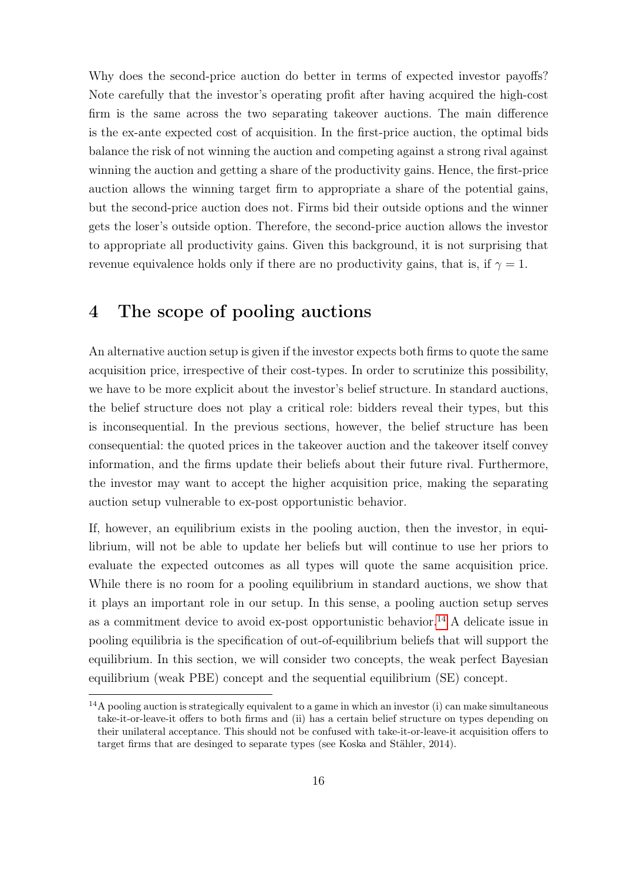Why does the second-price auction do better in terms of expected investor payoffs? Note carefully that the investor's operating profit after having acquired the high-cost firm is the same across the two separating takeover auctions. The main difference is the ex-ante expected cost of acquisition. In the first-price auction, the optimal bids balance the risk of not winning the auction and competing against a strong rival against winning the auction and getting a share of the productivity gains. Hence, the first-price auction allows the winning target firm to appropriate a share of the potential gains, but the second-price auction does not. Firms bid their outside options and the winner gets the loser's outside option. Therefore, the second-price auction allows the investor to appropriate all productivity gains. Given this background, it is not surprising that revenue equivalence holds only if there are no productivity gains, that is, if $\gamma = 1$.

# 4 The scope of pooling auctions

An alternative auction setup is given if the investor expects both firms to quote the same acquisition price, irrespective of their cost-types. In order to scrutinize this possibility, we have to be more explicit about the investor's belief structure. In standard auctions, the belief structure does not play a critical role: bidders reveal their types, but this is inconsequential. In the previous sections, however, the belief structure has been consequential: the quoted prices in the takeover auction and the takeover itself convey information, and the firms update their beliefs about their future rival. Furthermore, the investor may want to accept the higher acquisition price, making the separating auction setup vulnerable to ex-post opportunistic behavior.

If, however, an equilibrium exists in the pooling auction, then the investor, in equilibrium, will not be able to update her beliefs but will continue to use her priors to evaluate the expected outcomes as all types will quote the same acquisition price. While there is no room for a pooling equilibrium in standard auctions, we show that it plays an important role in our setup. In this sense, a pooling auction setup serves as a commitment device to avoid ex-post opportunistic behavior.[14] A delicate issue in pooling equilibria is the specification of out-of-equilibrium beliefs that will support the equilibrium. In this section, we will consider two concepts, the weak perfect Bayesian equilibrium (weak PBE) concept and the sequential equilibrium (SE) concept.

[14] A pooling auction is strategically equivalent to a game in which an investor (i) can make simultaneous take-it-or-leave-it offers to both firms and (ii) has a certain belief structure on types depending on their unilateral acceptance. This should not be confused with take-it-or-leave-it acquisition offers to target firms that are desinged to separate types (see Koska and Stähler, 2014).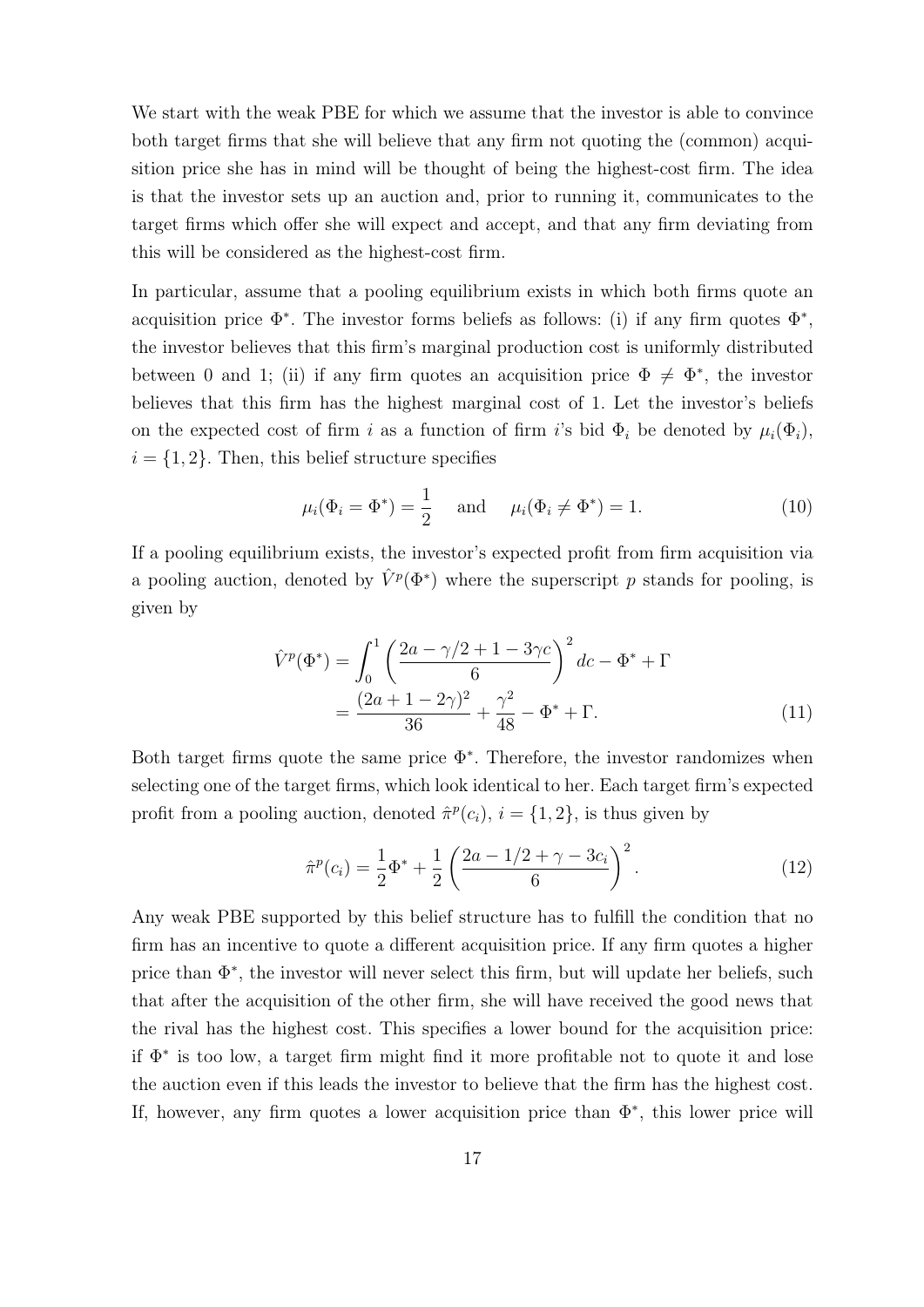We start with the weak PBE for which we assume that the investor is able to convince both target firms that she will believe that any firm not quoting the (common) acquisition price she has in mind will be thought of being the highest-cost firm. The idea is that the investor sets up an auction and, prior to running it, communicates to the target firms which offer she will expect and accept, and that any firm deviating from this will be considered as the highest-cost firm.

In particular, assume that a pooling equilibrium exists in which both firms quote an acquisition price $\Phi^*$. The investor forms beliefs as follows: (i) if any firm quotes $\Phi^*$, the investor believes that this firm's marginal production cost is uniformly distributed between 0 and 1; (ii) if any firm quotes an acquisition price $\Phi \neq \Phi^*$, the investor believes that this firm has the highest marginal cost of 1. Let the investor's beliefs on the expected cost of firm $i$ as a function of firm $i$'s bid $\Phi_i$ be denoted by $\mu_i(\Phi_i)$, $i = \{1, 2\}$. Then, this belief structure specifies

$$\mu_i(\Phi_i = \Phi^*) = \frac{1}{2} \quad \text{and} \quad \mu_i(\Phi_i \neq \Phi^*) = 1. \tag{10}$$

If a pooling equilibrium exists, the investor's expected profit from firm acquisition via a pooling auction, denoted by $\hat{V}^p(\Phi^*)$ where the superscript $p$ stands for pooling, is given by

$$\begin{aligned}
\hat{V}^p(\Phi^*) &= \int_0^1 \left( \frac{2a - \gamma/2 + 1 - 3\gamma c}{6} \right)^2 dc - \Phi^* + \Gamma \\
&= \frac{(2a + 1 - 2\gamma)^2}{36} + \frac{\gamma^2}{48} - \Phi^* + \Gamma.
\end{aligned} \tag{11}$$

Both target firms quote the same price $\Phi^*$. Therefore, the investor randomizes when selecting one of the target firms, which look identical to her. Each target firm's expected profit from a pooling auction, denoted $\hat{\pi}^p(c_i)$, $i = \{1, 2\}$, is thus given by

$$\hat{\pi}^p(c_i) = \frac{1}{2}\Phi^* + \frac{1}{2}\left( \frac{2a - 1/2 + \gamma - 3c_i}{6} \right)^2. \tag{12}$$

Any weak PBE supported by this belief structure has to fulfill the condition that no firm has an incentive to quote a different acquisition price. If any firm quotes a higher price than $\Phi^*$, the investor will never select this firm, but will update her beliefs, such that after the acquisition of the other firm, she will have received the good news that the rival has the highest cost. This specifies a lower bound for the acquisition price: if $\Phi^*$ is too low, a target firm might find it more profitable not to quote it and lose the auction even if this leads the investor to believe that the firm has the highest cost. If, however, any firm quotes a lower acquisition price than $\Phi^*$, this lower price will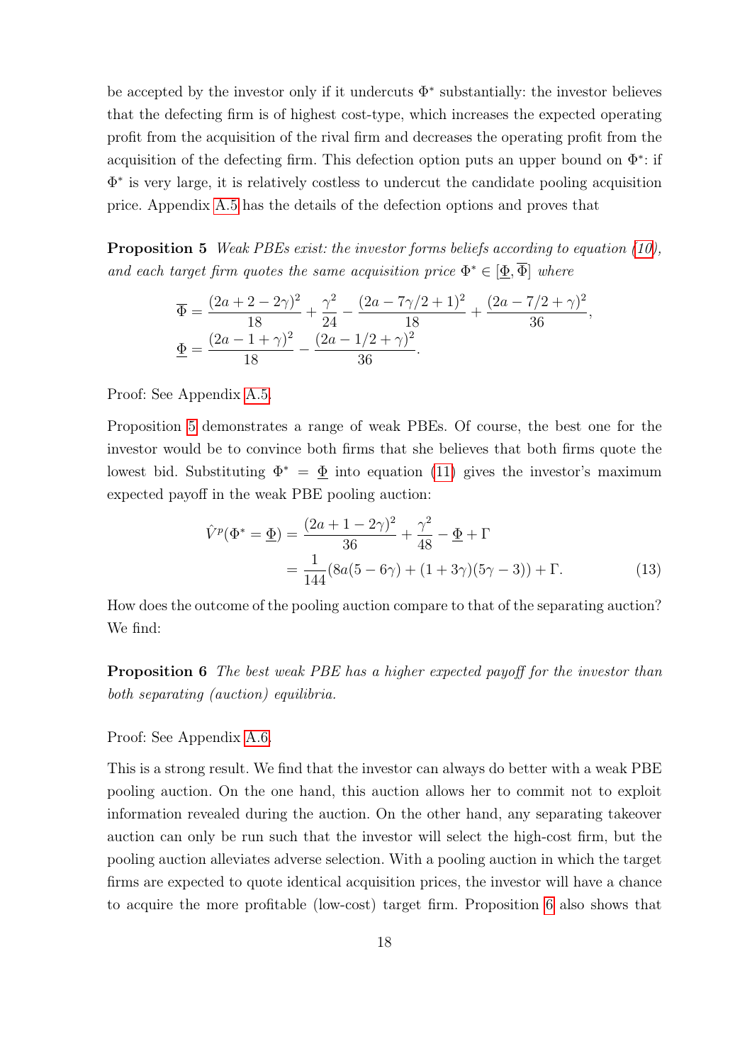be accepted by the investor only if it undercuts $\Phi^*$ substantially: the investor believes that the defecting firm is of highest cost-type, which increases the expected operating profit from the acquisition of the rival firm and decreases the operating profit from the acquisition of the defecting firm. This defection option puts an upper bound on $\Phi^*$: if $\Phi^*$ is very large, it is relatively costless to undercut the candidate pooling acquisition price. Appendix A.5 has the details of the defection options and proves that

**Proposition 5** *Weak PBEs exist: the investor forms beliefs according to equation (10), and each target firm quotes the same acquisition price $\Phi^* \in [\underline{\Phi}, \overline{\Phi}]$ where*

$$\overline{\Phi} = \frac{(2a + 2 - 2\gamma)^2}{18} + \frac{\gamma^2}{24} - \frac{(2a - 7\gamma/2 + 1)^2}{18} + \frac{(2a - 7/2 + \gamma)^2}{36},$$
$$\underline{\Phi} = \frac{(2a - 1 + \gamma)^2}{18} - \frac{(2a - 1/2 + \gamma)^2}{36}.$$

Proof: See Appendix A.5.

Proposition 5 demonstrates a range of weak PBEs. Of course, the best one for the investor would be to convince both firms that she believes that both firms quote the lowest bid. Substituting $\Phi^* = \underline{\Phi}$ into equation (11) gives the investor's maximum expected payoff in the weak PBE pooling auction:

$$\begin{aligned}
\hat{V}^p(\Phi^* = \underline{\Phi}) &= \frac{(2a + 1 - 2\gamma)^2}{36} + \frac{\gamma^2}{48} - \underline{\Phi} + \Gamma \\
&= \frac{1}{144}(8a(5 - 6\gamma) + (1 + 3\gamma)(5\gamma - 3)) + \Gamma. \qquad (13)
\end{aligned}$$

How does the outcome of the pooling auction compare to that of the separating auction? We find:

**Proposition 6** *The best weak PBE has a higher expected payoff for the investor than both separating (auction) equilibria.*

Proof: See Appendix A.6.

This is a strong result. We find that the investor can always do better with a weak PBE pooling auction. On the one hand, this auction allows her to commit not to exploit information revealed during the auction. On the other hand, any separating takeover auction can only be run such that the investor will select the high-cost firm, but the pooling auction alleviates adverse selection. With a pooling auction in which the target firms are expected to quote identical acquisition prices, the investor will have a chance to acquire the more profitable (low-cost) target firm. Proposition 6 also shows that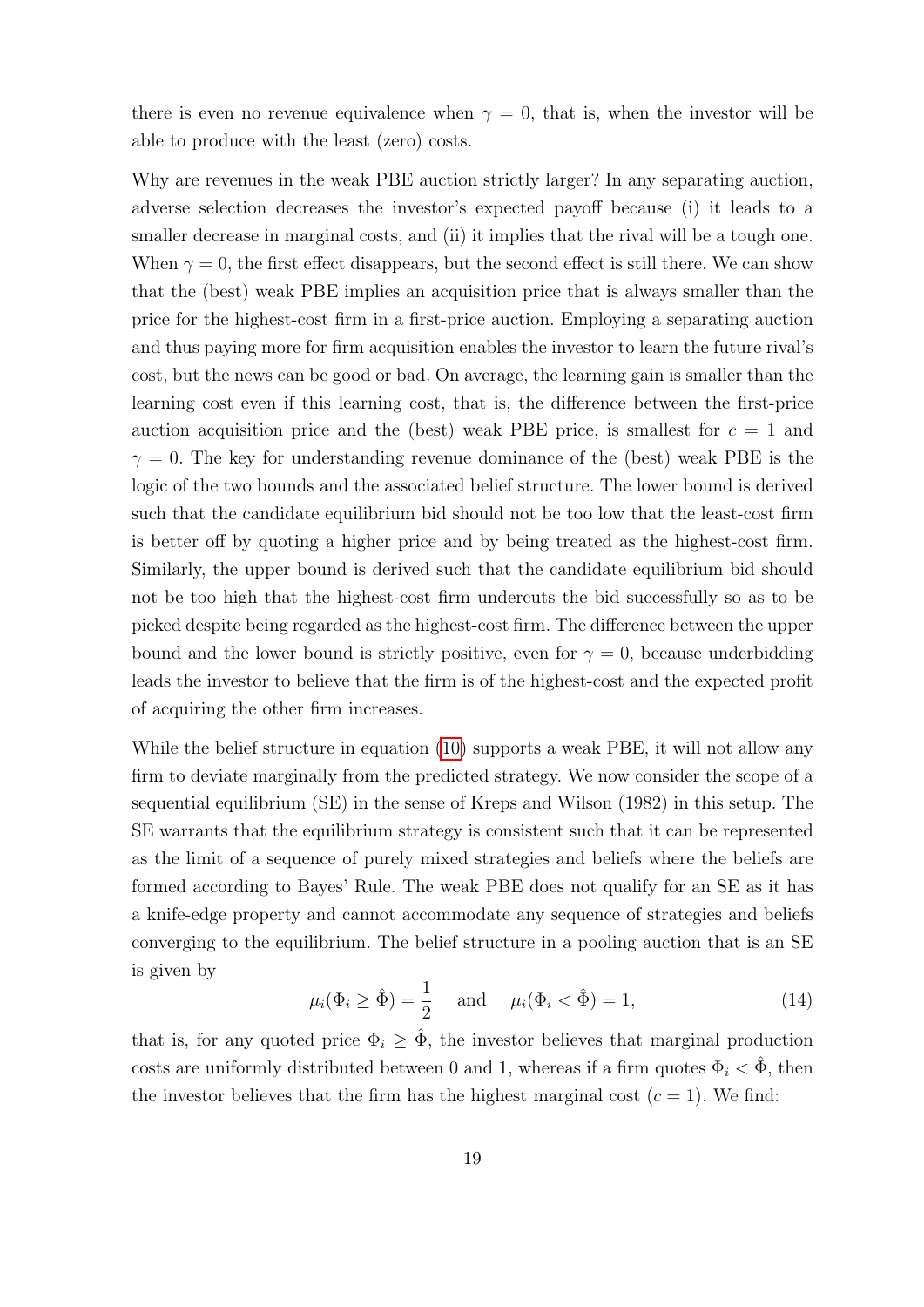there is even no revenue equivalence when $\gamma = 0$, that is, when the investor will be able to produce with the least (zero) costs.

Why are revenues in the weak PBE auction strictly larger? In any separating auction, adverse selection decreases the investor's expected payoff because (i) it leads to a smaller decrease in marginal costs, and (ii) it implies that the rival will be a tough one. When $\gamma = 0$, the first effect disappears, but the second effect is still there. We can show that the (best) weak PBE implies an acquisition price that is always smaller than the price for the highest-cost firm in a first-price auction. Employing a separating auction and thus paying more for firm acquisition enables the investor to learn the future rival's cost, but the news can be good or bad. On average, the learning gain is smaller than the learning cost even if this learning cost, that is, the difference between the first-price auction acquisition price and the (best) weak PBE price, is smallest for $c = 1$ and $\gamma = 0$. The key for understanding revenue dominance of the (best) weak PBE is the logic of the two bounds and the associated belief structure. The lower bound is derived such that the candidate equilibrium bid should not be too low that the least-cost firm is better off by quoting a higher price and by being treated as the highest-cost firm. Similarly, the upper bound is derived such that the candidate equilibrium bid should not be too high that the highest-cost firm undercuts the bid successfully so as to be picked despite being regarded as the highest-cost firm. The difference between the upper bound and the lower bound is strictly positive, even for $\gamma = 0$, because underbidding leads the investor to believe that the firm is of the highest-cost and the expected profit of acquiring the other firm increases.

While the belief structure in equation (10) supports a weak PBE, it will not allow any firm to deviate marginally from the predicted strategy. We now consider the scope of a sequential equilibrium (SE) in the sense of Kreps and Wilson (1982) in this setup. The SE warrants that the equilibrium strategy is consistent such that it can be represented as the limit of a sequence of purely mixed strategies and beliefs where the beliefs are formed according to Bayes' Rule. The weak PBE does not qualify for an SE as it has a knife-edge property and cannot accommodate any sequence of strategies and beliefs converging to the equilibrium. The belief structure in a pooling auction that is an SE is given by

$$\mu_i(\Phi_i \geq \hat{\Phi}) = \frac{1}{2} \quad \text{and} \quad \mu_i(\Phi_i < \hat{\Phi}) = 1, \tag{14}$$

that is, for any quoted price $\Phi_i \geq \hat{\Phi}$, the investor believes that marginal production costs are uniformly distributed between 0 and 1, whereas if a firm quotes $\Phi_i < \hat{\Phi}$, then the investor believes that the firm has the highest marginal cost ($c = 1$). We find: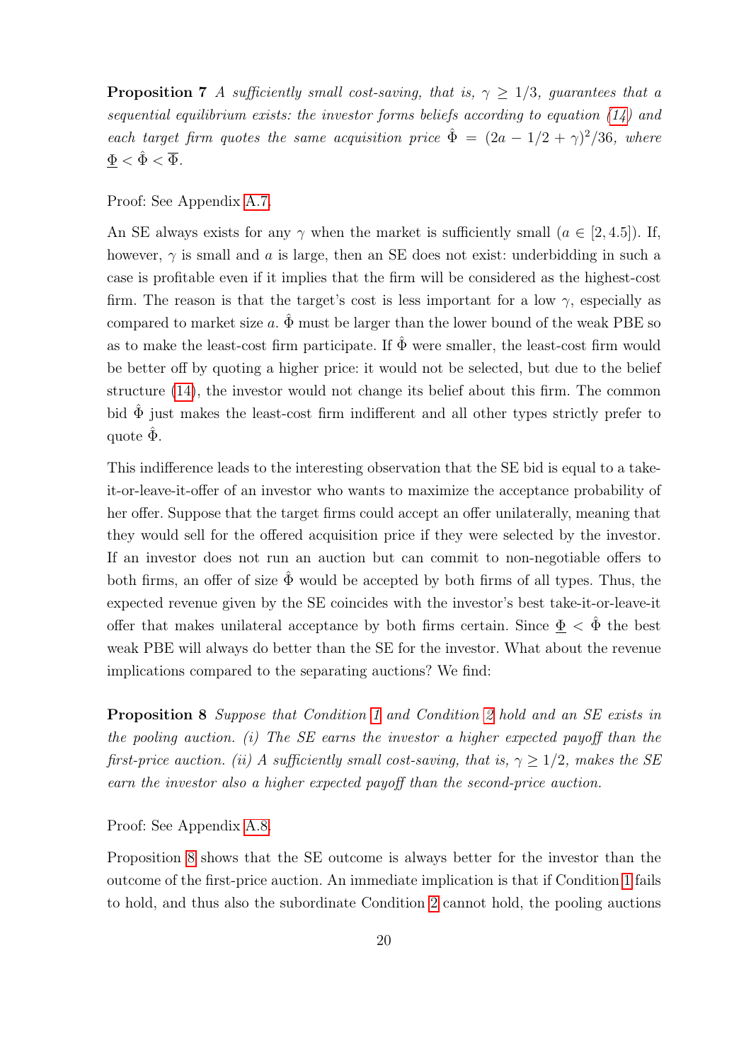**Proposition 7** *A sufficiently small cost-saving, that is, $\gamma \geq 1/3$, guarantees that a sequential equilibrium exists: the investor forms beliefs according to equation (14) and each target firm quotes the same acquisition price $\hat{\Phi} = (2a - 1/2 + \gamma)^2/36$, where $\underline{\Phi} < \hat{\Phi} < \overline{\Phi}$.*

Proof: See Appendix A.7.

An SE always exists for any $\gamma$ when the market is sufficiently small ($a \in [2, 4.5]$). If, however, $\gamma$ is small and $a$ is large, then an SE does not exist: underbidding in such a case is profitable even if it implies that the firm will be considered as the highest-cost firm. The reason is that the target's cost is less important for a low $\gamma$, especially as compared to market size $a$. $\hat{\Phi}$ must be larger than the lower bound of the weak PBE so as to make the least-cost firm participate. If $\hat{\Phi}$ were smaller, the least-cost firm would be better off by quoting a higher price: it would not be selected, but due to the belief structure (14), the investor would not change its belief about this firm. The common bid $\hat{\Phi}$ just makes the least-cost firm indifferent and all other types strictly prefer to quote $\hat{\Phi}$.

This indifference leads to the interesting observation that the SE bid is equal to a take-it-or-leave-it-offer of an investor who wants to maximize the acceptance probability of her offer. Suppose that the target firms could accept an offer unilaterally, meaning that they would sell for the offered acquisition price if they were selected by the investor. If an investor does not run an auction but can commit to non-negotiable offers to both firms, an offer of size $\hat{\Phi}$ would be accepted by both firms of all types. Thus, the expected revenue given by the SE coincides with the investor's best take-it-or-leave-it offer that makes unilateral acceptance by both firms certain. Since $\underline{\Phi} < \hat{\Phi}$ the best weak PBE will always do better than the SE for the investor. What about the revenue implications compared to the separating auctions? We find:

**Proposition 8** *Suppose that Condition 1 and Condition 2 hold and an SE exists in the pooling auction. (i) The SE earns the investor a higher expected payoff than the first-price auction. (ii) A sufficiently small cost-saving, that is, $\gamma \geq 1/2$, makes the SE earn the investor also a higher expected payoff than the second-price auction.*

Proof: See Appendix A.8.

Proposition 8 shows that the SE outcome is always better for the investor than the outcome of the first-price auction. An immediate implication is that if Condition 1 fails to hold, and thus also the subordinate Condition 2 cannot hold, the pooling auctions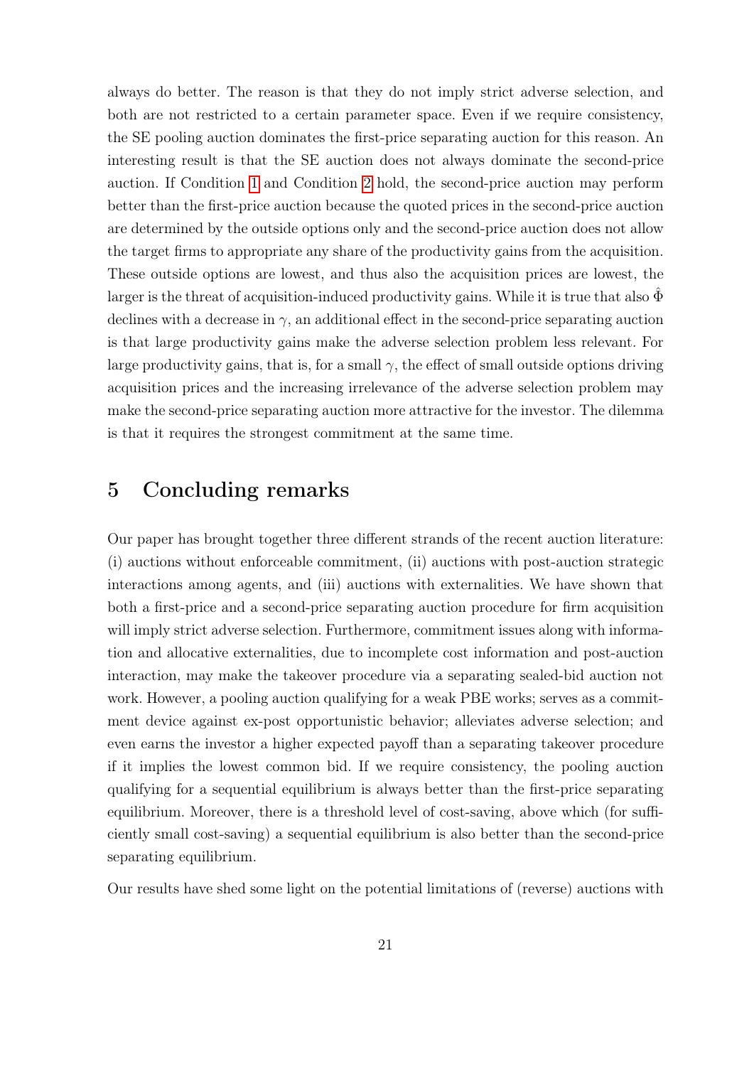always do better. The reason is that they do not imply strict adverse selection, and both are not restricted to a certain parameter space. Even if we require consistency, the SE pooling auction dominates the first-price separating auction for this reason. An interesting result is that the SE auction does not always dominate the second-price auction. If Condition 1 and Condition 2 hold, the second-price auction may perform better than the first-price auction because the quoted prices in the second-price auction are determined by the outside options only and the second-price auction does not allow the target firms to appropriate any share of the productivity gains from the acquisition. These outside options are lowest, and thus also the acquisition prices are lowest, the larger is the threat of acquisition-induced productivity gains. While it is true that also $\hat{\Phi}$ declines with a decrease in $\gamma$, an additional effect in the second-price separating auction is that large productivity gains make the adverse selection problem less relevant. For large productivity gains, that is, for a small $\gamma$, the effect of small outside options driving acquisition prices and the increasing irrelevance of the adverse selection problem may make the second-price separating auction more attractive for the investor. The dilemma is that it requires the strongest commitment at the same time.

## 5 Concluding remarks

Our paper has brought together three different strands of the recent auction literature: (i) auctions without enforceable commitment, (ii) auctions with post-auction strategic interactions among agents, and (iii) auctions with externalities. We have shown that both a first-price and a second-price separating auction procedure for firm acquisition will imply strict adverse selection. Furthermore, commitment issues along with information and allocative externalities, due to incomplete cost information and post-auction interaction, may make the takeover procedure via a separating sealed-bid auction not work. However, a pooling auction qualifying for a weak PBE works; serves as a commitment device against ex-post opportunistic behavior; alleviates adverse selection; and even earns the investor a higher expected payoff than a separating takeover procedure if it implies the lowest common bid. If we require consistency, the pooling auction qualifying for a sequential equilibrium is always better than the first-price separating equilibrium. Moreover, there is a threshold level of cost-saving, above which (for sufficiently small cost-saving) a sequential equilibrium is also better than the second-price separating equilibrium.

Our results have shed some light on the potential limitations of (reverse) auctions with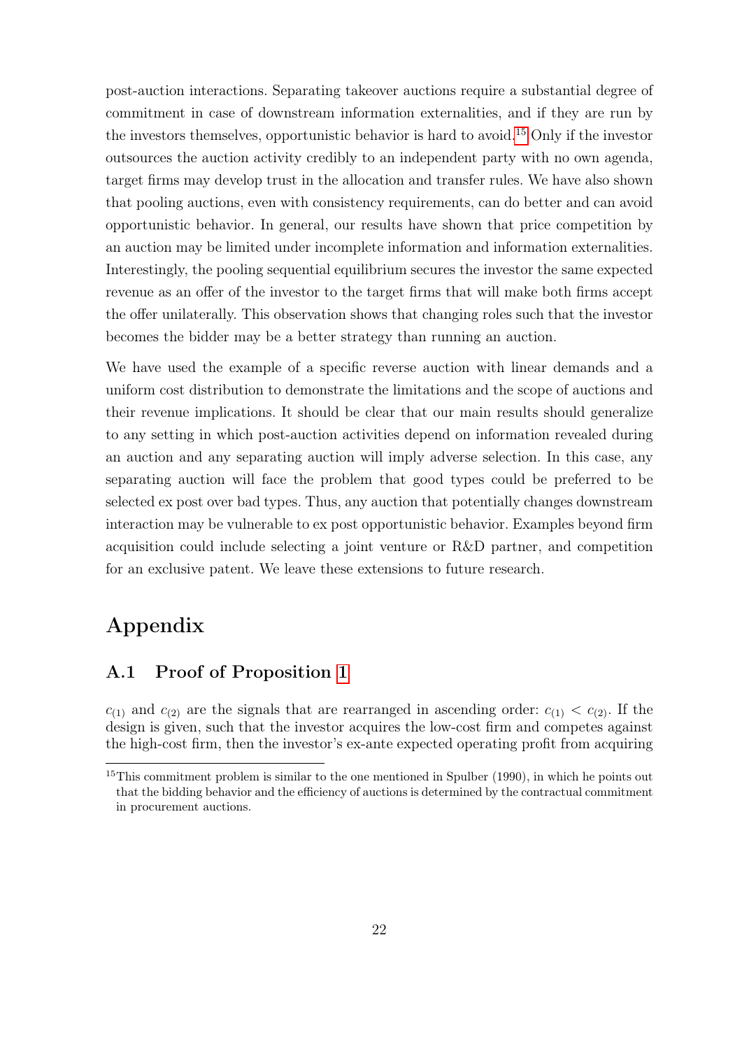post-auction interactions. Separating takeover auctions require a substantial degree of commitment in case of downstream information externalities, and if they are run by the investors themselves, opportunistic behavior is hard to avoid.[15] Only if the investor outsources the auction activity credibly to an independent party with no own agenda, target firms may develop trust in the allocation and transfer rules. We have also shown that pooling auctions, even with consistency requirements, can do better and can avoid opportunistic behavior. In general, our results have shown that price competition by an auction may be limited under incomplete information and information externalities. Interestingly, the pooling sequential equilibrium secures the investor the same expected revenue as an offer of the investor to the target firms that will make both firms accept the offer unilaterally. This observation shows that changing roles such that the investor becomes the bidder may be a better strategy than running an auction.

We have used the example of a specific reverse auction with linear demands and a uniform cost distribution to demonstrate the limitations and the scope of auctions and their revenue implications. It should be clear that our main results should generalize to any setting in which post-auction activities depend on information revealed during an auction and any separating auction will imply adverse selection. In this case, any separating auction will face the problem that good types could be preferred to be selected ex post over bad types. Thus, any auction that potentially changes downstream interaction may be vulnerable to ex post opportunistic behavior. Examples beyond firm acquisition could include selecting a joint venture or R&D partner, and competition for an exclusive patent. We leave these extensions to future research.

# Appendix

## A.1 Proof of Proposition 1

$c_{(1)}$ and $c_{(2)}$ are the signals that are rearranged in ascending order: $c_{(1)} < c_{(2)}$. If the design is given, such that the investor acquires the low-cost firm and competes against the high-cost firm, then the investor's ex-ante expected operating profit from acquiring

[15] This commitment problem is similar to the one mentioned in Spulber (1990), in which he points out that the bidding behavior and the efficiency of auctions is determined by the contractual commitment in procurement auctions.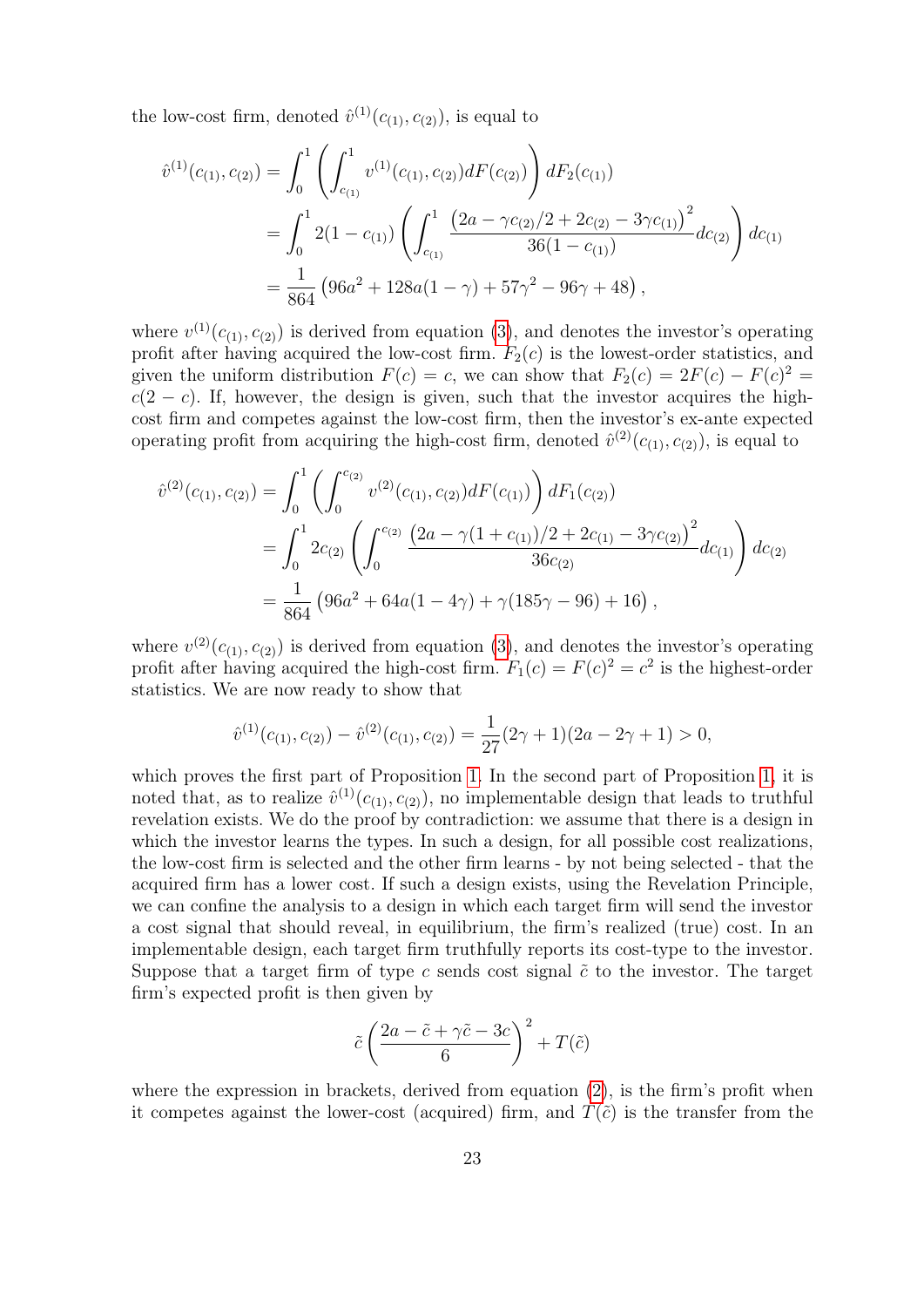the low-cost firm, denoted $\hat{v}^{(1)}(c_{(1)}, c_{(2)})$, is equal to

$$
\begin{aligned}
\hat{v}^{(1)}(c_{(1)}, c_{(2)}) &= \int_0^1 \left( \int_{c_{(1)}}^1 v^{(1)}(c_{(1)}, c_{(2)}) dF(c_{(2)}) \right) dF_2(c_{(1)}) \\
&= \int_0^1 2(1 - c_{(1)}) \left( \int_{c_{(1)}}^1 \frac{\left(2a - \gamma c_{(2)}/2 + 2c_{(2)} - 3\gamma c_{(1)}\right)^2}{36(1 - c_{(1)})} dc_{(2)} \right) dc_{(1)} \\
&= \frac{1}{864} \left(96a^2 + 128a(1 - \gamma) + 57\gamma^2 - 96\gamma + 48\right),
\end{aligned}
$$

where $v^{(1)}(c_{(1)}, c_{(2)})$ is derived from equation (3), and denotes the investor's operating profit after having acquired the low-cost firm. $F_2(c)$ is the lowest-order statistics, and given the uniform distribution $F(c) = c$, we can show that $F_2(c) = 2F(c) - F(c)^2 = c(2 - c)$. If, however, the design is given, such that the investor acquires the high-cost firm and competes against the low-cost firm, then the investor's ex-ante expected operating profit from acquiring the high-cost firm, denoted $\hat{v}^{(2)}(c_{(1)}, c_{(2)})$, is equal to

$$
\begin{aligned}
\hat{v}^{(2)}(c_{(1)}, c_{(2)}) &= \int_0^1 \left( \int_0^{c_{(2)}} v^{(2)}(c_{(1)}, c_{(2)}) dF(c_{(1)}) \right) dF_1(c_{(2)}) \\
&= \int_0^1 2c_{(2)} \left( \int_0^{c_{(2)}} \frac{\left(2a - \gamma(1 + c_{(1)})/2 + 2c_{(1)} - 3\gamma c_{(2)}\right)^2}{36c_{(2)}} dc_{(1)} \right) dc_{(2)} \\
&= \frac{1}{864} \left(96a^2 + 64a(1 - 4\gamma) + \gamma(185\gamma - 96) + 16\right),
\end{aligned}
$$

where $v^{(2)}(c_{(1)}, c_{(2)})$ is derived from equation (3), and denotes the investor's operating profit after having acquired the high-cost firm. $F_1(c) = F(c)^2 = c^2$ is the highest-order statistics. We are now ready to show that

$$
\hat{v}^{(1)}(c_{(1)}, c_{(2)}) - \hat{v}^{(2)}(c_{(1)}, c_{(2)}) = \frac{1}{27}(2\gamma + 1)(2a - 2\gamma + 1) > 0,
$$

which proves the first part of Proposition 1. In the second part of Proposition 1, it is noted that, as to realize $\hat{v}^{(1)}(c_{(1)}, c_{(2)})$, no implementable design that leads to truthful revelation exists. We do the proof by contradiction: we assume that there is a design in which the investor learns the types. In such a design, for all possible cost realizations, the low-cost firm is selected and the other firm learns - by not being selected - that the acquired firm has a lower cost. If such a design exists, using the Revelation Principle, we can confine the analysis to a design in which each target firm will send the investor a cost signal that should reveal, in equilibrium, the firm's realized (true) cost. In an implementable design, each target firm truthfully reports its cost-type to the investor. Suppose that a target firm of type $c$ sends cost signal $\tilde{c}$ to the investor. The target firm's expected profit is then given by

$$
\tilde{c} \left( \frac{2a - \tilde{c} + \gamma \tilde{c} - 3c}{6} \right)^2 + T(\tilde{c})
$$

where the expression in brackets, derived from equation (2), is the firm's profit when it competes against the lower-cost (acquired) firm, and $T(\tilde{c})$ is the transfer from the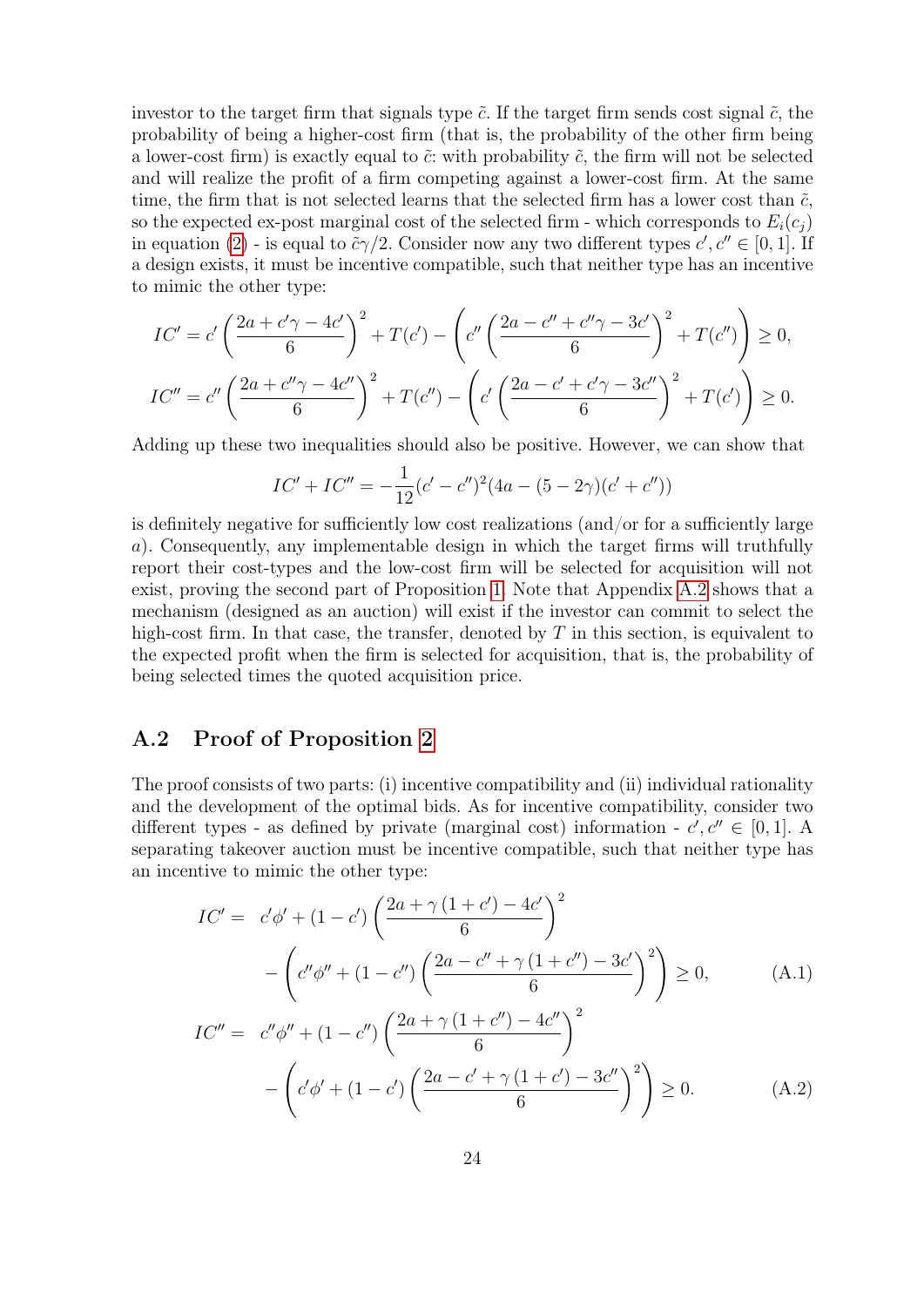investor to the target firm that signals type $\tilde{c}$. If the target firm sends cost signal $\tilde{c}$, the probability of being a higher-cost firm (that is, the probability of the other firm being a lower-cost firm) is exactly equal to $\tilde{c}$: with probability $\tilde{c}$, the firm will not be selected and will realize the profit of a firm competing against a lower-cost firm. At the same time, the firm that is not selected learns that the selected firm has a lower cost than $\tilde{c}$, so the expected ex-post marginal cost of the selected firm - which corresponds to $E_i(c_j)$ in equation (2) - is equal to $\tilde{c}\gamma/2$. Consider now any two different types $c', c'' \in [0,1]$. If a design exists, it must be incentive compatible, such that neither type has an incentive to mimic the other type:

$$IC' = c'\left(\frac{2a + c'\gamma - 4c'}{6}\right)^2 + T(c') - \left(c''\left(\frac{2a - c'' + c''\gamma - 3c'}{6}\right)^2 + T(c'')\right) \geq 0,$$

$$IC'' = c''\left(\frac{2a + c''\gamma - 4c''}{6}\right)^2 + T(c'') - \left(c'\left(\frac{2a - c' + c'\gamma - 3c''}{6}\right)^2 + T(c')\right) \geq 0.$$

Adding up these two inequalities should also be positive. However, we can show that

$$IC' + IC'' = -\frac{1}{12}(c' - c'')^2(4a - (5 - 2\gamma)(c' + c''))$$

is definitely negative for sufficiently low cost realizations (and/or for a sufficiently large $a$). Consequently, any implementable design in which the target firms will truthfully report their cost-types and the low-cost firm will be selected for acquisition will not exist, proving the second part of Proposition 1. Note that Appendix A.2 shows that a mechanism (designed as an auction) will exist if the investor can commit to select the high-cost firm. In that case, the transfer, denoted by $T$ in this section, is equivalent to the expected profit when the firm is selected for acquisition, that is, the probability of being selected times the quoted acquisition price.

## A.2 Proof of Proposition 2

The proof consists of two parts: (i) incentive compatibility and (ii) individual rationality and the development of the optimal bids. As for incentive compatibility, consider two different types - as defined by private (marginal cost) information - $c', c'' \in [0,1]$. A separating takeover auction must be incentive compatible, such that neither type has an incentive to mimic the other type:

$$\begin{aligned} IC' = \; & c'\phi' + (1 - c')\left(\frac{2a + \gamma(1 + c') - 4c'}{6}\right)^2 \\ & - \left(c''\phi'' + (1 - c'')\left(\frac{2a - c'' + \gamma(1 + c'') - 3c'}{6}\right)^2\right) \geq 0, \end{aligned} \tag{A.1}$$

$$\begin{aligned} IC'' = \; & c''\phi'' + (1 - c'')\left(\frac{2a + \gamma(1 + c'') - 4c''}{6}\right)^2 \\ & - \left(c'\phi' + (1 - c')\left(\frac{2a - c' + \gamma(1 + c') - 3c''}{6}\right)^2\right) \geq 0. \end{aligned} \tag{A.2}$$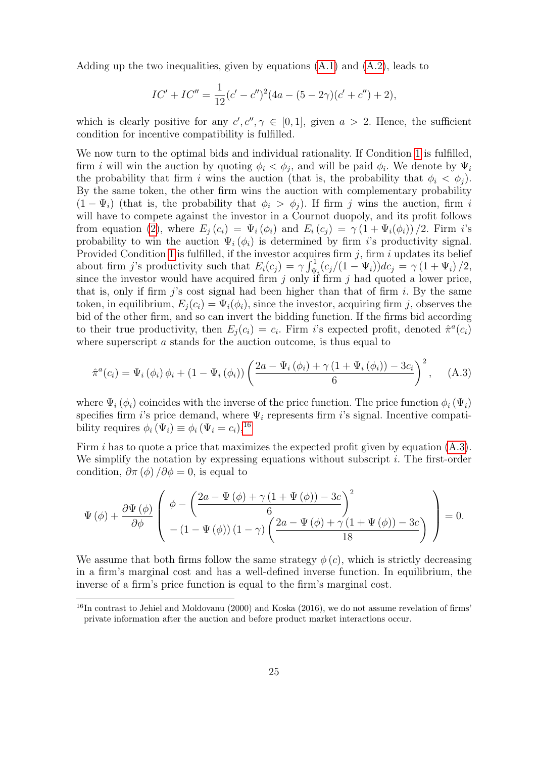Adding up the two inequalities, given by equations (A.1) and (A.2), leads to

$$IC' + IC'' = \frac{1}{12}(c' - c'')^2(4a - (5 - 2\gamma)(c' + c'') + 2),$$

which is clearly positive for any $c', c'', \gamma \in [0, 1]$, given $a > 2$. Hence, the sufficient condition for incentive compatibility is fulfilled.

We now turn to the optimal bids and individual rationality. If Condition 1 is fulfilled, firm $i$ will win the auction by quoting $\phi_i < \phi_j$, and will be paid $\phi_i$. We denote by $\Psi_i$ the probability that firm $i$ wins the auction (that is, the probability that $\phi_i < \phi_j$). By the same token, the other firm wins the auction with complementary probability $(1 - \Psi_i)$ (that is, the probability that $\phi_i > \phi_j$). If firm $j$ wins the auction, firm $i$ will have to compete against the investor in a Cournot duopoly, and its profit follows from equation (2), where $E_j(c_i) = \Psi_i(\phi_i)$ and $E_i(c_j) = \gamma(1 + \Psi_i(\phi_i))/2$. Firm $i$'s probability to win the auction $\Psi_i(\phi_i)$ is determined by firm $i$'s productivity signal. Provided Condition 1 is fulfilled, if the investor acquires firm $j$, firm $i$ updates its belief about firm $j$'s productivity such that $E_i(c_j) = \gamma \int_{\Psi_i}^{1} (c_j/(1 - \Psi_i))dc_j = \gamma(1 + \Psi_i)/2$, since the investor would have acquired firm $j$ only if firm $j$ had quoted a lower price, that is, only if firm $j$'s cost signal had been higher than that of firm $i$. By the same token, in equilibrium, $E_j(c_i) = \Psi_i(\phi_i)$, since the investor, acquiring firm $j$, observes the bid of the other firm, and so can invert the bidding function. If the firms bid according to their true productivity, then $E_j(c_i) = c_i$. Firm $i$'s expected profit, denoted $\hat{\pi}^a(c_i)$ where superscript $a$ stands for the auction outcome, is thus equal to

$$\hat{\pi}^a(c_i) = \Psi_i(\phi_i)\,\phi_i + (1 - \Psi_i(\phi_i))\left(\frac{2a - \Psi_i(\phi_i) + \gamma(1 + \Psi_i(\phi_i)) - 3c_i}{6}\right)^2, \tag{A.3}$$

where $\Psi_i(\phi_i)$ coincides with the inverse of the price function. The price function $\phi_i(\Psi_i)$ specifies firm $i$'s price demand, where $\Psi_i$ represents firm $i$'s signal. Incentive compatibility requires $\phi_i(\Psi_i) \equiv \phi_i(\Psi_i = c_i)$.[16]

Firm $i$ has to quote a price that maximizes the expected profit given by equation (A.3). We simplify the notation by expressing equations without subscript $i$. The first-order condition, $\partial\pi(\phi)/\partial\phi = 0$, is equal to

$$\Psi(\phi) + \frac{\partial\Psi(\phi)}{\partial\phi}\left(\begin{array}{c} \phi - \left(\dfrac{2a - \Psi(\phi) + \gamma(1 + \Psi(\phi)) - 3c}{6}\right)^2 \\ -(1 - \Psi(\phi))(1 - \gamma)\left(\dfrac{2a - \Psi(\phi) + \gamma(1 + \Psi(\phi)) - 3c}{18}\right) \end{array}\right) = 0.$$

We assume that both firms follow the same strategy $\phi(c)$, which is strictly decreasing in a firm's marginal cost and has a well-defined inverse function. In equilibrium, the inverse of a firm's price function is equal to the firm's marginal cost.

[16] In contrast to Jehiel and Moldovanu (2000) and Koska (2016), we do not assume revelation of firms' private information after the auction and before product market interactions occur.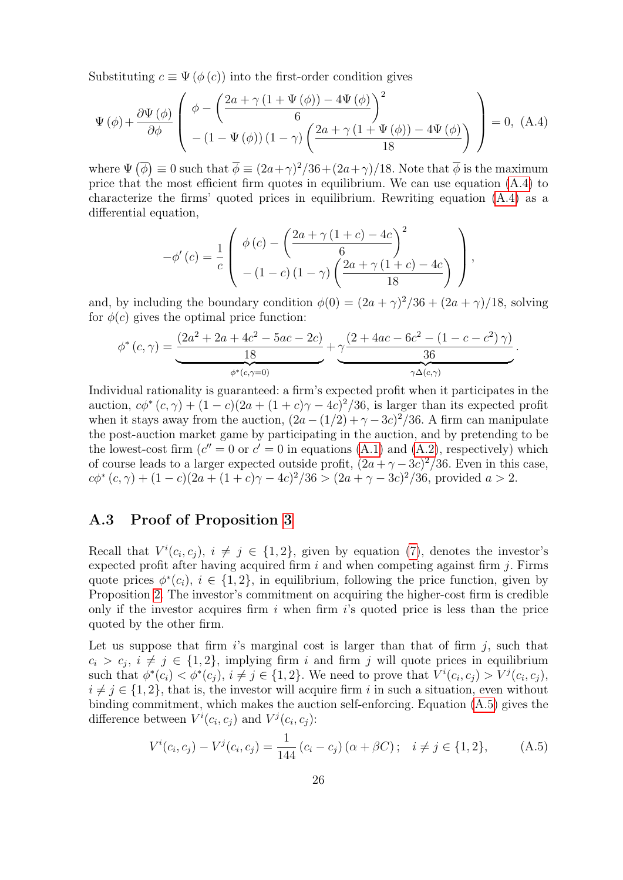Substituting $c \equiv \Psi(\phi(c))$ into the first-order condition gives

$$\Psi(\phi) + \frac{\partial \Psi(\phi)}{\partial \phi} \left( \begin{array}{c} \phi - \left( \dfrac{2a + \gamma(1+\Psi(\phi)) - 4\Psi(\phi)}{6} \right)^2 \\ -(1-\Psi(\phi))(1-\gamma)\left( \dfrac{2a+\gamma(1+\Psi(\phi)) - 4\Psi(\phi)}{18} \right) \end{array} \right) = 0, \quad \text{(A.4)}$$

where $\Psi(\overline{\phi}) \equiv 0$ such that $\overline{\phi} \equiv (2a+\gamma)^2/36 + (2a+\gamma)/18$. Note that $\overline{\phi}$ is the maximum price that the most efficient firm quotes in equilibrium. We can use equation (A.4) to characterize the firms' quoted prices in equilibrium. Rewriting equation (A.4) as a differential equation,

$$-\phi'(c) = \frac{1}{c} \left( \begin{array}{c} \phi(c) - \left( \dfrac{2a+\gamma(1+c) - 4c}{6} \right)^2 \\ -(1-c)(1-\gamma)\left( \dfrac{2a+\gamma(1+c)-4c}{18} \right) \end{array} \right),$$

and, by including the boundary condition $\phi(0) = (2a+\gamma)^2/36 + (2a+\gamma)/18$, solving for $\phi(c)$ gives the optimal price function:

$$\phi^*(c,\gamma) = \underbrace{\frac{(2a^2 + 2a + 4c^2 - 5ac - 2c)}{18}}_{\phi^*(c,\gamma=0)} + \underbrace{\gamma \frac{(2 + 4ac - 6c^2 - (1-c-c^2)\gamma)}{36}}_{\gamma\Delta(c,\gamma)}.$$

Individual rationality is guaranteed: a firm's expected profit when it participates in the auction, $c\phi^*(c,\gamma) + (1-c)(2a + (1+c)\gamma - 4c)^2/36$, is larger than its expected profit when it stays away from the auction, $(2a - (1/2) + \gamma - 3c)^2/36$. A firm can manipulate the post-auction market game by participating in the auction, and by pretending to be the lowest-cost firm ($c'' = 0$ or $c' = 0$ in equations (A.1) and (A.2), respectively) which of course leads to a larger expected outside profit, $(2a + \gamma - 3c)^2/36$. Even in this case, $c\phi^*(c,\gamma) + (1-c)(2a + (1+c)\gamma - 4c)^2/36 > (2a + \gamma - 3c)^2/36$, provided $a > 2$.

## A.3 Proof of Proposition 3

Recall that $V^i(c_i, c_j)$, $i \neq j \in \{1,2\}$, given by equation (7), denotes the investor's expected profit after having acquired firm $i$ and when competing against firm $j$. Firms quote prices $\phi^*(c_i)$, $i \in \{1,2\}$, in equilibrium, following the price function, given by Proposition 2. The investor's commitment on acquiring the higher-cost firm is credible only if the investor acquires firm $i$ when firm $i$'s quoted price is less than the price quoted by the other firm.

Let us suppose that firm $i$'s marginal cost is larger than that of firm $j$, such that $c_i > c_j$, $i \neq j \in \{1,2\}$, implying firm $i$ and firm $j$ will quote prices in equilibrium such that $\phi^*(c_i) < \phi^*(c_j)$, $i \neq j \in \{1,2\}$. We need to prove that $V^i(c_i, c_j) > V^j(c_i, c_j)$, $i \neq j \in \{1,2\}$, that is, the investor will acquire firm $i$ in such a situation, even without binding commitment, which makes the auction self-enforcing. Equation (A.5) gives the difference between $V^i(c_i, c_j)$ and $V^j(c_i, c_j)$:

$$V^i(c_i, c_j) - V^j(c_i, c_j) = \frac{1}{144}(c_i - c_j)(\alpha + \beta C); \quad i \neq j \in \{1,2\}, \qquad \text{(A.5)}$$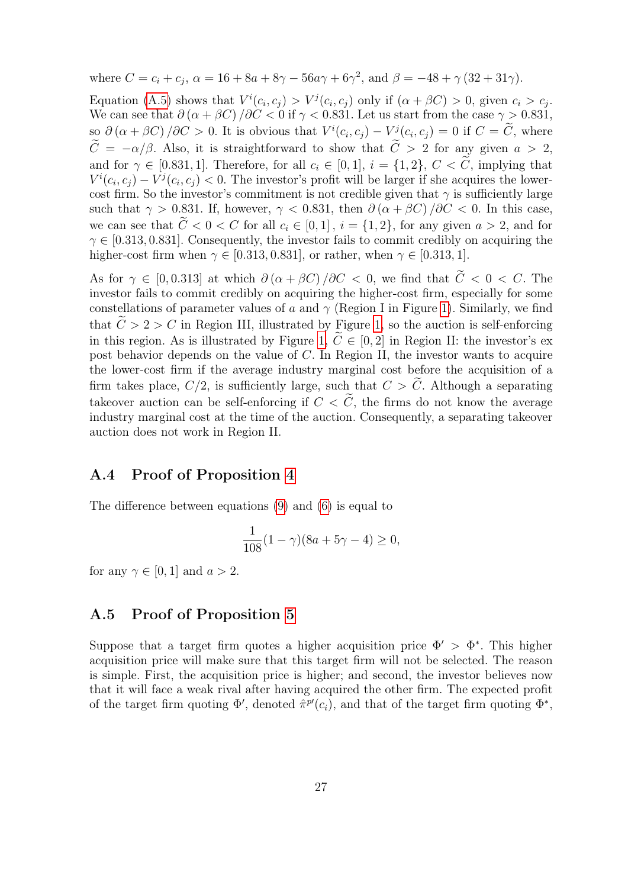where $C = c_i + c_j$, $\alpha = 16 + 8a + 8\gamma - 56a\gamma + 6\gamma^2$, and $\beta = -48 + \gamma(32 + 31\gamma)$.

Equation (A.5) shows that $V^i(c_i, c_j) > V^j(c_i, c_j)$ only if $(\alpha + \beta C) > 0$, given $c_i > c_j$. We can see that $\partial(\alpha + \beta C)/\partial C < 0$ if $\gamma < 0.831$. Let us start from the case $\gamma > 0.831$, so $\partial(\alpha + \beta C)/\partial C > 0$. It is obvious that $V^i(c_i, c_j) - V^j(c_i, c_j) = 0$ if $C = \widetilde{C}$, where $\widetilde{C} = -\alpha/\beta$. Also, it is straightforward to show that $\widetilde{C} > 2$ for any given $a > 2$, and for $\gamma \in [0.831, 1]$. Therefore, for all $c_i \in [0, 1]$, $i = \{1, 2\}$, $C < \widetilde{C}$, implying that $V^i(c_i, c_j) - V^j(c_i, c_j) < 0$. The investor's profit will be larger if she acquires the lower-cost firm. So the investor's commitment is not credible given that $\gamma$ is sufficiently large such that $\gamma > 0.831$. If, however, $\gamma < 0.831$, then $\partial(\alpha + \beta C)/\partial C < 0$. In this case, we can see that $\widetilde{C} < 0 < C$ for all $c_i \in [0, 1]$, $i = \{1, 2\}$, for any given $a > 2$, and for $\gamma \in [0.313, 0.831]$. Consequently, the investor fails to commit credibly on acquiring the higher-cost firm when $\gamma \in [0.313, 0.831]$, or rather, when $\gamma \in [0.313, 1]$.

As for $\gamma \in [0, 0.313]$ at which $\partial(\alpha + \beta C)/\partial C < 0$, we find that $\widetilde{C} < 0 < C$. The investor fails to commit credibly on acquiring the higher-cost firm, especially for some constellations of parameter values of $a$ and $\gamma$ (Region I in Figure 1). Similarly, we find that $\widetilde{C} > 2 > C$ in Region III, illustrated by Figure 1, so the auction is self-enforcing in this region. As is illustrated by Figure 1, $\widetilde{C} \in [0, 2]$ in Region II: the investor's ex post behavior depends on the value of $C$. In Region II, the investor wants to acquire the lower-cost firm if the average industry marginal cost before the acquisition of a firm takes place, $C/2$, is sufficiently large, such that $C > \widetilde{C}$. Although a separating takeover auction can be self-enforcing if $C < \widetilde{C}$, the firms do not know the average industry marginal cost at the time of the auction. Consequently, a separating takeover auction does not work in Region II.

## A.4 Proof of Proposition 4

The difference between equations (9) and (6) is equal to

$$\frac{1}{108}(1 - \gamma)(8a + 5\gamma - 4) \geq 0,$$

for any $\gamma \in [0, 1]$ and $a > 2$.

## A.5 Proof of Proposition 5

Suppose that a target firm quotes a higher acquisition price $\Phi' > \Phi^*$. This higher acquisition price will make sure that this target firm will not be selected. The reason is simple. First, the acquisition price is higher; and second, the investor believes now that it will face a weak rival after having acquired the other firm. The expected profit of the target firm quoting $\Phi'$, denoted $\hat{\pi}^{p'}(c_i)$, and that of the target firm quoting $\Phi^*$,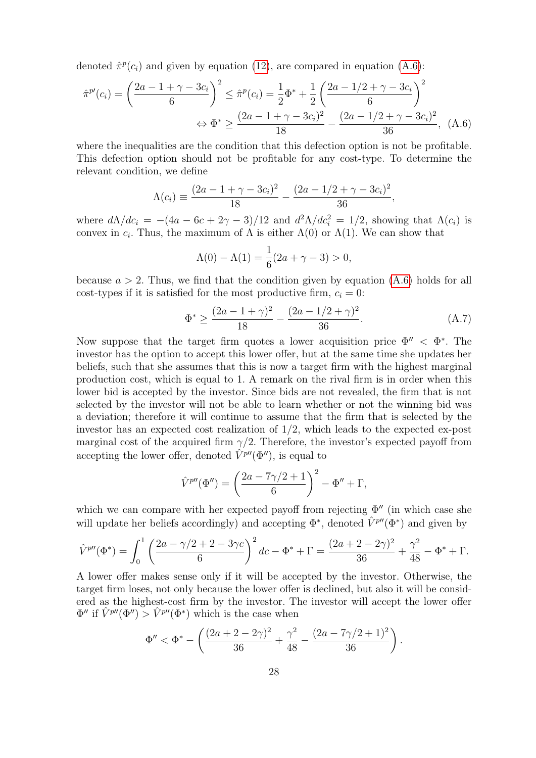denoted $\hat{\pi}^p(c_i)$ and given by equation (12), are compared in equation (A.6):

$$\hat{\pi}^{p\prime}(c_i) = \left(\frac{2a - 1 + \gamma - 3c_i}{6}\right)^2 \leq \hat{\pi}^p(c_i) = \frac{1}{2}\Phi^* + \frac{1}{2}\left(\frac{2a - 1/2 + \gamma - 3c_i}{6}\right)^2$$
$$\Leftrightarrow \Phi^* \geq \frac{(2a - 1 + \gamma - 3c_i)^2}{18} - \frac{(2a - 1/2 + \gamma - 3c_i)^2}{36}, \quad \text{(A.6)}$$

where the inequalities are the condition that this defection option is not be profitable. This defection option should not be profitable for any cost-type. To determine the relevant condition, we define

$$\Lambda(c_i) \equiv \frac{(2a - 1 + \gamma - 3c_i)^2}{18} - \frac{(2a - 1/2 + \gamma - 3c_i)^2}{36},$$

where $d\Lambda/dc_i = -(4a - 6c + 2\gamma - 3)/12$ and $d^2\Lambda/dc_i^2 = 1/2$, showing that $\Lambda(c_i)$ is convex in $c_i$. Thus, the maximum of $\Lambda$ is either $\Lambda(0)$ or $\Lambda(1)$. We can show that

$$\Lambda(0) - \Lambda(1) = \frac{1}{6}(2a + \gamma - 3) > 0,$$

because $a > 2$. Thus, we find that the condition given by equation (A.6) holds for all cost-types if it is satisfied for the most productive firm, $c_i = 0$:

$$\Phi^* \geq \frac{(2a - 1 + \gamma)^2}{18} - \frac{(2a - 1/2 + \gamma)^2}{36}. \quad \text{(A.7)}$$

Now suppose that the target firm quotes a lower acquisition price $\Phi'' < \Phi^*$. The investor has the option to accept this lower offer, but at the same time she updates her beliefs, such that she assumes that this is now a target firm with the highest marginal production cost, which is equal to 1. A remark on the rival firm is in order when this lower bid is accepted by the investor. Since bids are not revealed, the firm that is not selected by the investor will not be able to learn whether or not the winning bid was a deviation; therefore it will continue to assume that the firm that is selected by the investor has an expected cost realization of 1/2, which leads to the expected ex-post marginal cost of the acquired firm $\gamma/2$. Therefore, the investor's expected payoff from accepting the lower offer, denoted $\hat{V}^{p\prime\prime}(\Phi'')$, is equal to

$$\hat{V}^{p\prime\prime}(\Phi'') = \left(\frac{2a - 7\gamma/2 + 1}{6}\right)^2 - \Phi'' + \Gamma,$$

which we can compare with her expected payoff from rejecting $\Phi''$ (in which case she will update her beliefs accordingly) and accepting $\Phi^*$, denoted $\hat{V}^{p\prime\prime}(\Phi^*)$ and given by

$$\hat{V}^{p\prime\prime}(\Phi^*) = \int_0^1 \left(\frac{2a - \gamma/2 + 2 - 3\gamma c}{6}\right)^2 dc - \Phi^* + \Gamma = \frac{(2a + 2 - 2\gamma)^2}{36} + \frac{\gamma^2}{48} - \Phi^* + \Gamma.$$

A lower offer makes sense only if it will be accepted by the investor. Otherwise, the target firm loses, not only because the lower offer is declined, but also it will be considered as the highest-cost firm by the investor. The investor will accept the lower offer $\Phi''$ if $\hat{V}^{p\prime\prime}(\Phi'') > \hat{V}^{p\prime\prime}(\Phi^*)$ which is the case when

$$\Phi'' < \Phi^* - \left(\frac{(2a + 2 - 2\gamma)^2}{36} + \frac{\gamma^2}{48} - \frac{(2a - 7\gamma/2 + 1)^2}{36}\right).$$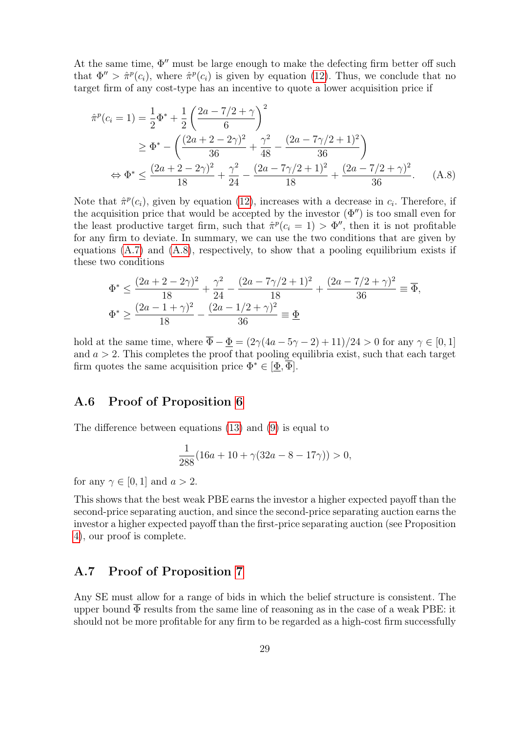At the same time, $\Phi''$ must be large enough to make the defecting firm better off such that $\Phi'' > \hat{\pi}^p(c_i)$, where $\hat{\pi}^p(c_i)$ is given by equation (12). Thus, we conclude that no target firm of any cost-type has an incentive to quote a lower acquisition price if

$$
\begin{aligned}
\hat{\pi}^p(c_i = 1) = \frac{1}{2}\Phi^* + \frac{1}{2}\left(\frac{2a - 7/2 + \gamma}{6}\right)^2 \\
\geq \Phi^* - \left(\frac{(2a + 2 - 2\gamma)^2}{36} + \frac{\gamma^2}{48} - \frac{(2a - 7\gamma/2 + 1)^2}{36}\right) \\
\Leftrightarrow \Phi^* \leq \frac{(2a + 2 - 2\gamma)^2}{18} + \frac{\gamma^2}{24} - \frac{(2a - 7\gamma/2 + 1)^2}{18} + \frac{(2a - 7/2 + \gamma)^2}{36}. \qquad \text{(A.8)}
\end{aligned}
$$

Note that $\hat{\pi}^p(c_i)$, given by equation (12), increases with a decrease in $c_i$. Therefore, if the acquisition price that would be accepted by the investor ($\Phi''$) is too small even for the least productive target firm, such that $\hat{\pi}^p(c_i = 1) > \Phi''$, then it is not profitable for any firm to deviate. In summary, we can use the two conditions that are given by equations (A.7) and (A.8), respectively, to show that a pooling equilibrium exists if these two conditions

$$
\begin{aligned}
\Phi^* &\leq \frac{(2a + 2 - 2\gamma)^2}{18} + \frac{\gamma^2}{24} - \frac{(2a - 7\gamma/2 + 1)^2}{18} + \frac{(2a - 7/2 + \gamma)^2}{36} \equiv \overline{\Phi}, \\
\Phi^* &\geq \frac{(2a - 1 + \gamma)^2}{18} - \frac{(2a - 1/2 + \gamma)^2}{36} \equiv \underline{\Phi}
\end{aligned}
$$

hold at the same time, where $\overline{\Phi} - \underline{\Phi} = (2\gamma(4a - 5\gamma - 2) + 11)/24 > 0$ for any $\gamma \in [0, 1]$ and $a > 2$. This completes the proof that pooling equilibria exist, such that each target firm quotes the same acquisition price $\Phi^* \in [\underline{\Phi}, \overline{\Phi}]$.

## A.6 Proof of Proposition 6

The difference between equations (13) and (9) is equal to

$$
\frac{1}{288}(16a + 10 + \gamma(32a - 8 - 17\gamma)) > 0,
$$

for any $\gamma \in [0, 1]$ and $a > 2$.

This shows that the best weak PBE earns the investor a higher expected payoff than the second-price separating auction, and since the second-price separating auction earns the investor a higher expected payoff than the first-price separating auction (see Proposition 4), our proof is complete.

## A.7 Proof of Proposition 7

Any SE must allow for a range of bids in which the belief structure is consistent. The upper bound $\overline{\Phi}$ results from the same line of reasoning as in the case of a weak PBE: it should not be more profitable for any firm to be regarded as a high-cost firm successfully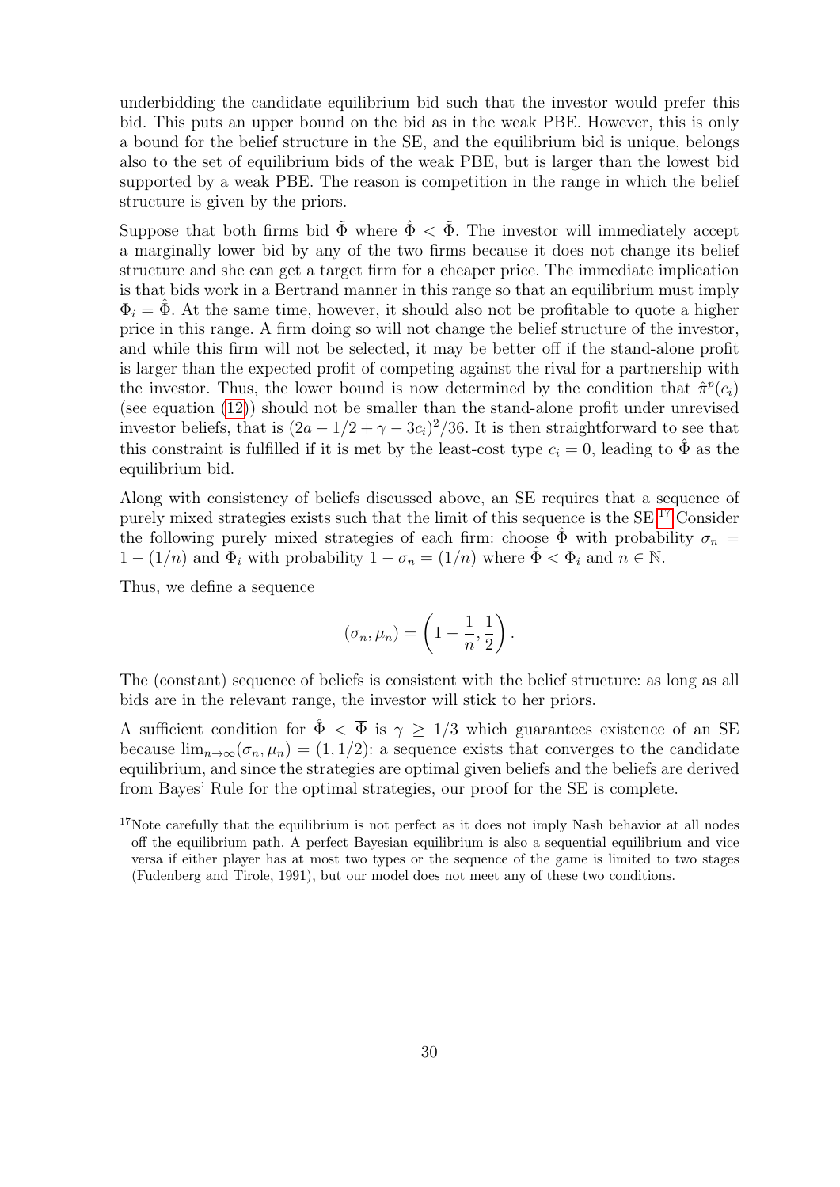underbidding the candidate equilibrium bid such that the investor would prefer this bid. This puts an upper bound on the bid as in the weak PBE. However, this is only a bound for the belief structure in the SE, and the equilibrium bid is unique, belongs also to the set of equilibrium bids of the weak PBE, but is larger than the lowest bid supported by a weak PBE. The reason is competition in the range in which the belief structure is given by the priors.

Suppose that both firms bid $\tilde{\Phi}$ where $\hat{\Phi} < \tilde{\Phi}$. The investor will immediately accept a marginally lower bid by any of the two firms because it does not change its belief structure and she can get a target firm for a cheaper price. The immediate implication is that bids work in a Bertrand manner in this range so that an equilibrium must imply $\Phi_i = \hat{\Phi}$. At the same time, however, it should also not be profitable to quote a higher price in this range. A firm doing so will not change the belief structure of the investor, and while this firm will not be selected, it may be better off if the stand-alone profit is larger than the expected profit of competing against the rival for a partnership with the investor. Thus, the lower bound is now determined by the condition that $\hat{\pi}^p(c_i)$ (see equation (12)) should not be smaller than the stand-alone profit under unrevised investor beliefs, that is $(2a - 1/2 + \gamma - 3c_i)^2/36$. It is then straightforward to see that this constraint is fulfilled if it is met by the least-cost type $c_i = 0$, leading to $\hat{\Phi}$ as the equilibrium bid.

Along with consistency of beliefs discussed above, an SE requires that a sequence of purely mixed strategies exists such that the limit of this sequence is the SE.[17] Consider the following purely mixed strategies of each firm: choose $\hat{\Phi}$ with probability $\sigma_n = 1 - (1/n)$ and $\Phi_i$ with probability $1 - \sigma_n = (1/n)$ where $\hat{\Phi} < \Phi_i$ and $n \in \mathbb{N}$.

Thus, we define a sequence

$$(\sigma_n, \mu_n) = \left(1 - \frac{1}{n}, \frac{1}{2}\right).$$

The (constant) sequence of beliefs is consistent with the belief structure: as long as all bids are in the relevant range, the investor will stick to her priors.

A sufficient condition for $\hat{\Phi} < \overline{\Phi}$ is $\gamma \geq 1/3$ which guarantees existence of an SE because $\lim_{n\to\infty}(\sigma_n, \mu_n) = (1, 1/2)$: a sequence exists that converges to the candidate equilibrium, and since the strategies are optimal given beliefs and the beliefs are derived from Bayes' Rule for the optimal strategies, our proof for the SE is complete.

[17] Note carefully that the equilibrium is not perfect as it does not imply Nash behavior at all nodes off the equilibrium path. A perfect Bayesian equilibrium is also a sequential equilibrium and vice versa if either player has at most two types or the sequence of the game is limited to two stages (Fudenberg and Tirole, 1991), but our model does not meet any of these two conditions.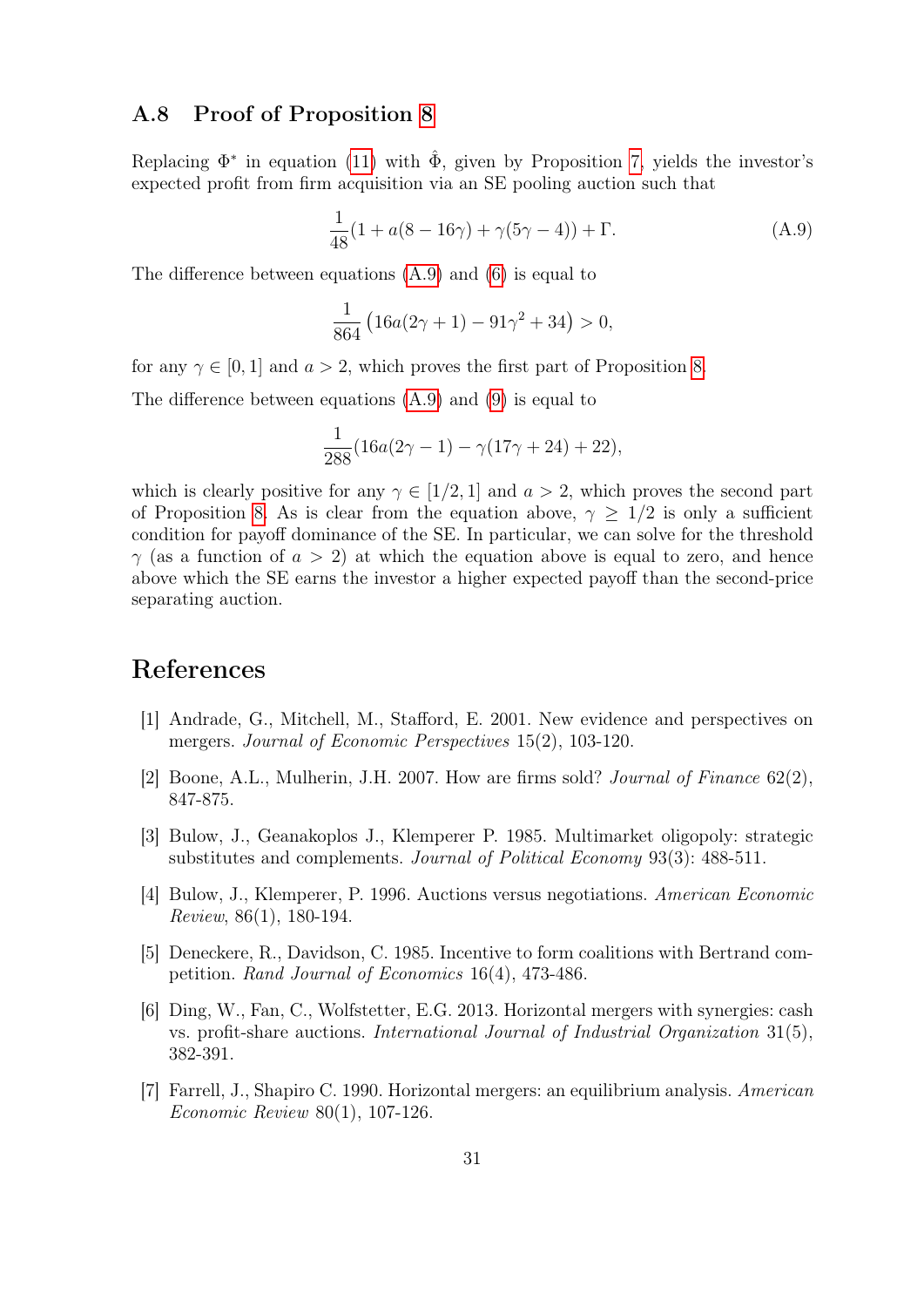### A.8 Proof of Proposition 8

Replacing $\Phi^*$ in equation (11) with $\hat{\Phi}$, given by Proposition 7, yields the investor's expected profit from firm acquisition via an SE pooling auction such that

$$\frac{1}{48}(1 + a(8 - 16\gamma) + \gamma(5\gamma - 4)) + \Gamma. \tag{A.9}$$

The difference between equations (A.9) and (6) is equal to

$$\frac{1}{864}\left(16a(2\gamma + 1) - 91\gamma^2 + 34\right) > 0,$$

for any $\gamma \in [0, 1]$ and $a > 2$, which proves the first part of Proposition 8.

The difference between equations (A.9) and (9) is equal to

$$\frac{1}{288}(16a(2\gamma - 1) - \gamma(17\gamma + 24) + 22),$$

which is clearly positive for any $\gamma \in [1/2, 1]$ and $a > 2$, which proves the second part of Proposition 8. As is clear from the equation above, $\gamma \geq 1/2$ is only a sufficient condition for payoff dominance of the SE. In particular, we can solve for the threshold $\gamma$ (as a function of $a > 2$) at which the equation above is equal to zero, and hence above which the SE earns the investor a higher expected payoff than the second-price separating auction.

## References

[1] Andrade, G., Mitchell, M., Stafford, E. 2001. New evidence and perspectives on mergers. *Journal of Economic Perspectives* 15(2), 103-120.

[2] Boone, A.L., Mulherin, J.H. 2007. How are firms sold? *Journal of Finance* 62(2), 847-875.

[3] Bulow, J., Geanakoplos J., Klemperer P. 1985. Multimarket oligopoly: strategic substitutes and complements. *Journal of Political Economy* 93(3): 488-511.

[4] Bulow, J., Klemperer, P. 1996. Auctions versus negotiations. *American Economic Review*, 86(1), 180-194.

[5] Deneckere, R., Davidson, C. 1985. Incentive to form coalitions with Bertrand competition. *Rand Journal of Economics* 16(4), 473-486.

[6] Ding, W., Fan, C., Wolfstetter, E.G. 2013. Horizontal mergers with synergies: cash vs. profit-share auctions. *International Journal of Industrial Organization* 31(5), 382-391.

[7] Farrell, J., Shapiro C. 1990. Horizontal mergers: an equilibrium analysis. *American Economic Review* 80(1), 107-126.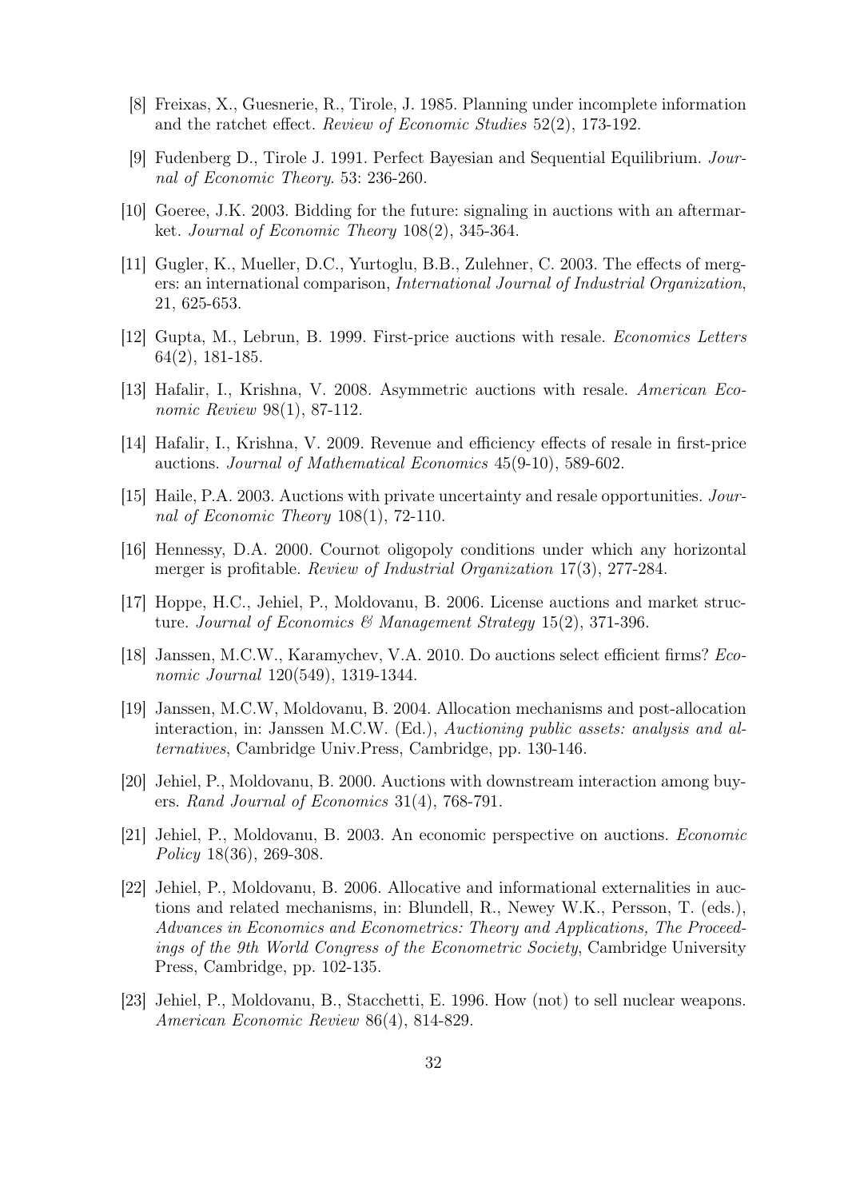[8] Freixas, X., Guesnerie, R., Tirole, J. 1985. Planning under incomplete information and the ratchet effect. *Review of Economic Studies* 52(2), 173-192.

[9] Fudenberg D., Tirole J. 1991. Perfect Bayesian and Sequential Equilibrium. *Journal of Economic Theory*. 53: 236-260.

[10] Goeree, J.K. 2003. Bidding for the future: signaling in auctions with an aftermarket. *Journal of Economic Theory* 108(2), 345-364.

[11] Gugler, K., Mueller, D.C., Yurtoglu, B.B., Zulehner, C. 2003. The effects of mergers: an international comparison, *International Journal of Industrial Organization*, 21, 625-653.

[12] Gupta, M., Lebrun, B. 1999. First-price auctions with resale. *Economics Letters* 64(2), 181-185.

[13] Hafalir, I., Krishna, V. 2008. Asymmetric auctions with resale. *American Economic Review* 98(1), 87-112.

[14] Hafalir, I., Krishna, V. 2009. Revenue and efficiency effects of resale in first-price auctions. *Journal of Mathematical Economics* 45(9-10), 589-602.

[15] Haile, P.A. 2003. Auctions with private uncertainty and resale opportunities. *Journal of Economic Theory* 108(1), 72-110.

[16] Hennessy, D.A. 2000. Cournot oligopoly conditions under which any horizontal merger is profitable. *Review of Industrial Organization* 17(3), 277-284.

[17] Hoppe, H.C., Jehiel, P., Moldovanu, B. 2006. License auctions and market structure. *Journal of Economics & Management Strategy* 15(2), 371-396.

[18] Janssen, M.C.W., Karamychev, V.A. 2010. Do auctions select efficient firms? *Economic Journal* 120(549), 1319-1344.

[19] Janssen, M.C.W, Moldovanu, B. 2004. Allocation mechanisms and post-allocation interaction, in: Janssen M.C.W. (Ed.), *Auctioning public assets: analysis and alternatives*, Cambridge Univ.Press, Cambridge, pp. 130-146.

[20] Jehiel, P., Moldovanu, B. 2000. Auctions with downstream interaction among buyers. *Rand Journal of Economics* 31(4), 768-791.

[21] Jehiel, P., Moldovanu, B. 2003. An economic perspective on auctions. *Economic Policy* 18(36), 269-308.

[22] Jehiel, P., Moldovanu, B. 2006. Allocative and informational externalities in auctions and related mechanisms, in: Blundell, R., Newey W.K., Persson, T. (eds.), *Advances in Economics and Econometrics: Theory and Applications, The Proceedings of the 9th World Congress of the Econometric Society*, Cambridge University Press, Cambridge, pp. 102-135.

[23] Jehiel, P., Moldovanu, B., Stacchetti, E. 1996. How (not) to sell nuclear weapons. *American Economic Review* 86(4), 814-829.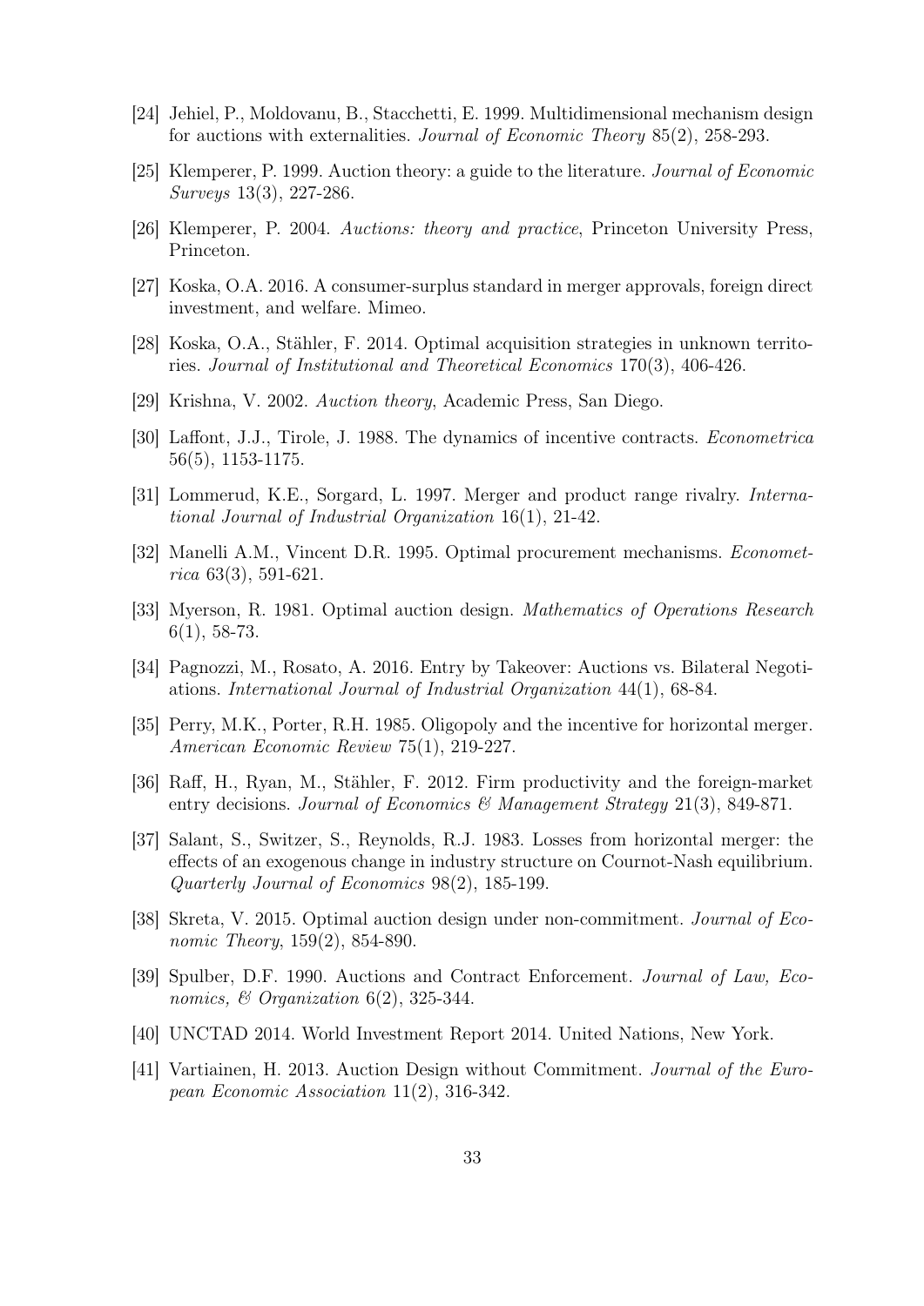[24] Jehiel, P., Moldovanu, B., Stacchetti, E. 1999. Multidimensional mechanism design for auctions with externalities. *Journal of Economic Theory* 85(2), 258-293.

[25] Klemperer, P. 1999. Auction theory: a guide to the literature. *Journal of Economic Surveys* 13(3), 227-286.

[26] Klemperer, P. 2004. *Auctions: theory and practice*, Princeton University Press, Princeton.

[27] Koska, O.A. 2016. A consumer-surplus standard in merger approvals, foreign direct investment, and welfare. Mimeo.

[28] Koska, O.A., Stähler, F. 2014. Optimal acquisition strategies in unknown territories. *Journal of Institutional and Theoretical Economics* 170(3), 406-426.

[29] Krishna, V. 2002. *Auction theory*, Academic Press, San Diego.

[30] Laffont, J.J., Tirole, J. 1988. The dynamics of incentive contracts. *Econometrica* 56(5), 1153-1175.

[31] Lommerud, K.E., Sorgard, L. 1997. Merger and product range rivalry. *International Journal of Industrial Organization* 16(1), 21-42.

[32] Manelli A.M., Vincent D.R. 1995. Optimal procurement mechanisms. *Econometrica* 63(3), 591-621.

[33] Myerson, R. 1981. Optimal auction design. *Mathematics of Operations Research* 6(1), 58-73.

[34] Pagnozzi, M., Rosato, A. 2016. Entry by Takeover: Auctions vs. Bilateral Negotiations. *International Journal of Industrial Organization* 44(1), 68-84.

[35] Perry, M.K., Porter, R.H. 1985. Oligopoly and the incentive for horizontal merger. *American Economic Review* 75(1), 219-227.

[36] Raff, H., Ryan, M., Stähler, F. 2012. Firm productivity and the foreign-market entry decisions. *Journal of Economics & Management Strategy* 21(3), 849-871.

[37] Salant, S., Switzer, S., Reynolds, R.J. 1983. Losses from horizontal merger: the effects of an exogenous change in industry structure on Cournot-Nash equilibrium. *Quarterly Journal of Economics* 98(2), 185-199.

[38] Skreta, V. 2015. Optimal auction design under non-commitment. *Journal of Economic Theory*, 159(2), 854-890.

[39] Spulber, D.F. 1990. Auctions and Contract Enforcement. *Journal of Law, Economics, & Organization* 6(2), 325-344.

[40] UNCTAD 2014. World Investment Report 2014. United Nations, New York.

[41] Vartiainen, H. 2013. Auction Design without Commitment. *Journal of the European Economic Association* 11(2), 316-342.